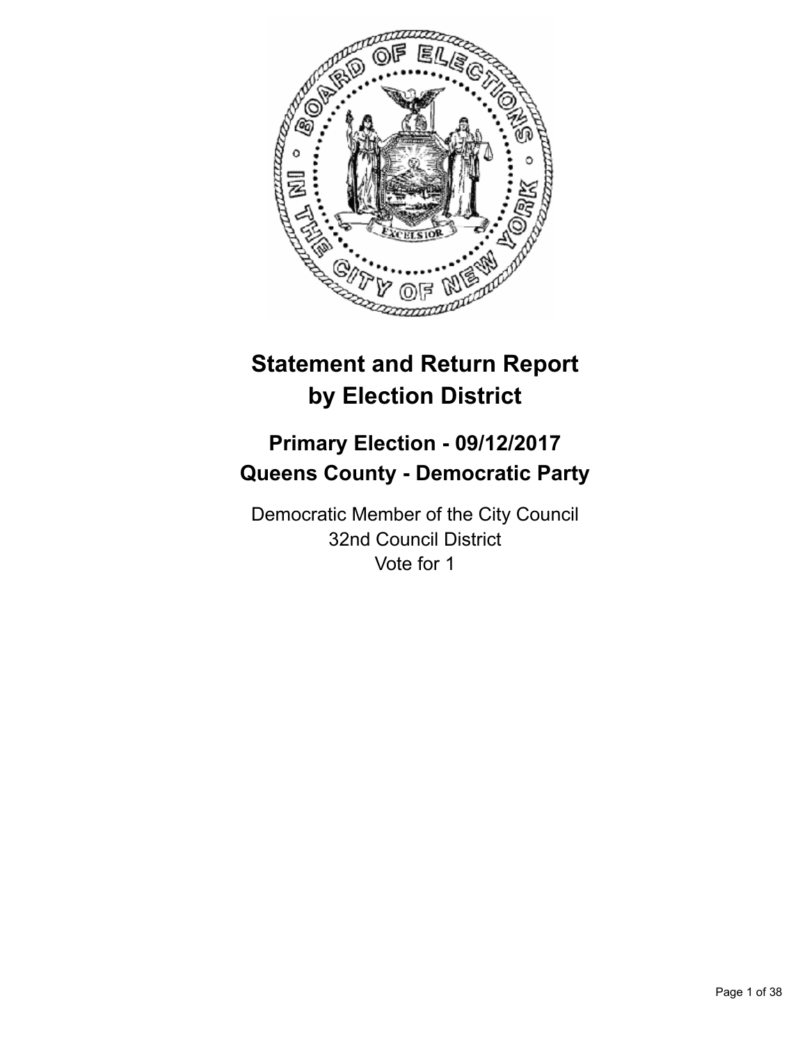# Statement and Return Report by Election District

## Primary Election - 09/12/2017
## Queens County - Democratic Party

Democratic Member of the City Council
32nd Council District
Vote for 1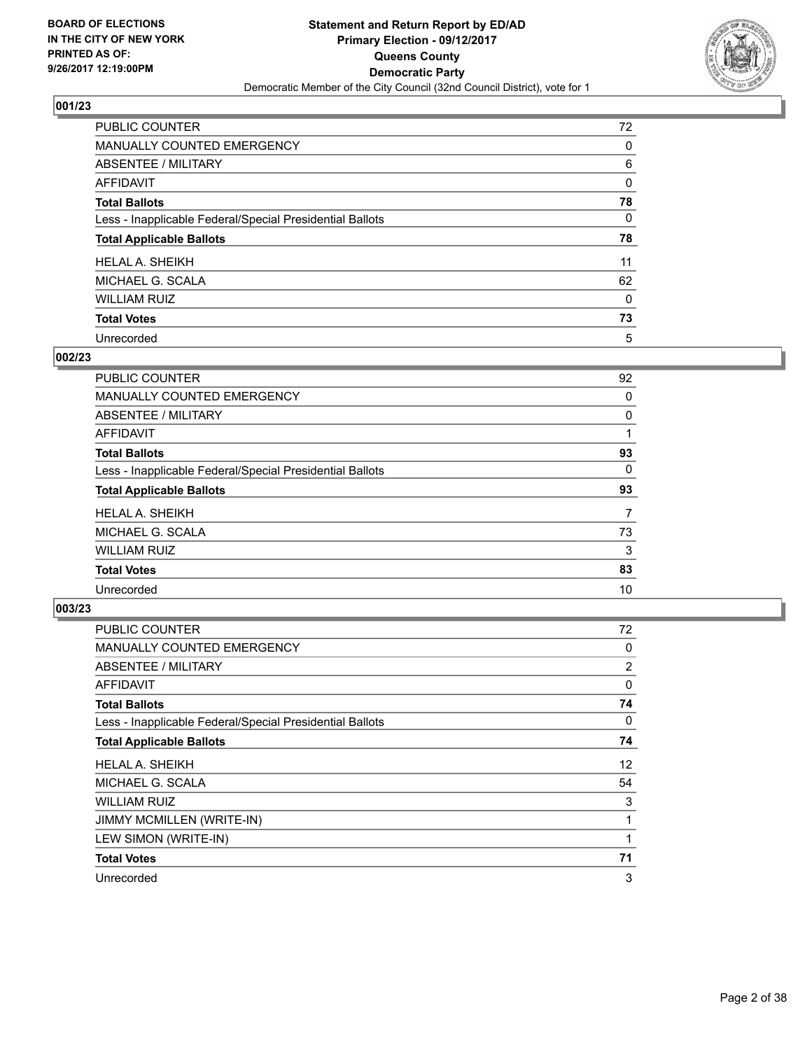**BOARD OF ELECTIONS IN THE CITY OF NEW YORK PRINTED AS OF: 9/26/2017 12:19:00PM**

# Statement and Return Report by ED/AD
## Primary Election - 09/12/2017
## Queens County
## Democratic Party
### Democratic Member of the City Council (32nd Council District), vote for 1

### 001/23

| | |
|---|---|
| PUBLIC COUNTER | 72 |
| MANUALLY COUNTED EMERGENCY | 0 |
| ABSENTEE / MILITARY | 6 |
| AFFIDAVIT | 0 |
| **Total Ballots** | **78** |
| Less - Inapplicable Federal/Special Presidential Ballots | 0 |
| **Total Applicable Ballots** | **78** |
| HELAL A. SHEIKH | 11 |
| MICHAEL G. SCALA | 62 |
| WILLIAM RUIZ | 0 |
| **Total Votes** | **73** |
| Unrecorded | 5 |

### 002/23

| | |
|---|---|
| PUBLIC COUNTER | 92 |
| MANUALLY COUNTED EMERGENCY | 0 |
| ABSENTEE / MILITARY | 0 |
| AFFIDAVIT | 1 |
| **Total Ballots** | **93** |
| Less - Inapplicable Federal/Special Presidential Ballots | 0 |
| **Total Applicable Ballots** | **93** |
| HELAL A. SHEIKH | 7 |
| MICHAEL G. SCALA | 73 |
| WILLIAM RUIZ | 3 |
| **Total Votes** | **83** |
| Unrecorded | 10 |

### 003/23

| | |
|---|---|
| PUBLIC COUNTER | 72 |
| MANUALLY COUNTED EMERGENCY | 0 |
| ABSENTEE / MILITARY | 2 |
| AFFIDAVIT | 0 |
| **Total Ballots** | **74** |
| Less - Inapplicable Federal/Special Presidential Ballots | 0 |
| **Total Applicable Ballots** | **74** |
| HELAL A. SHEIKH | 12 |
| MICHAEL G. SCALA | 54 |
| WILLIAM RUIZ | 3 |
| JIMMY MCMILLEN (WRITE-IN) | 1 |
| LEW SIMON (WRITE-IN) | 1 |
| **Total Votes** | **71** |
| Unrecorded | 3 |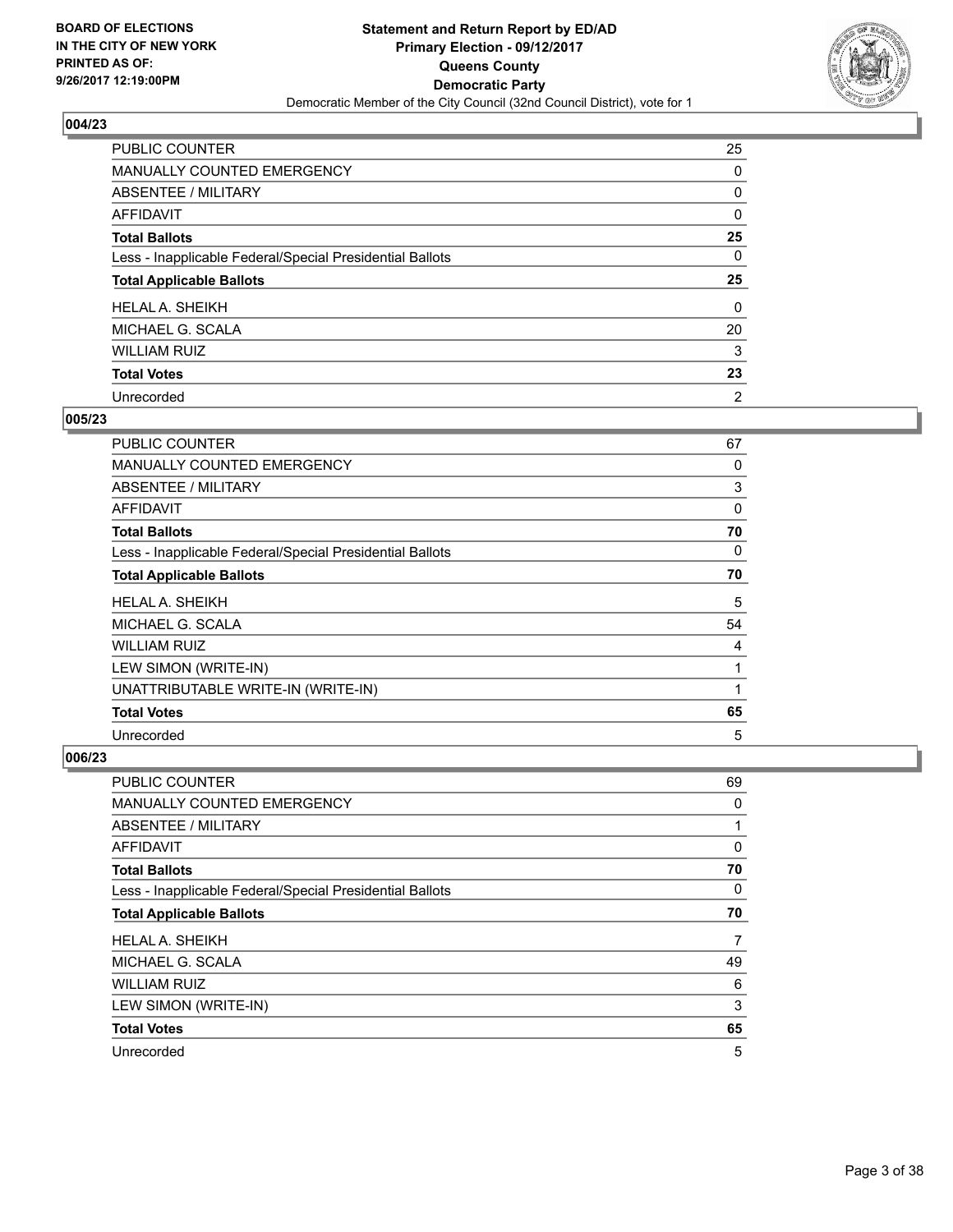## 004/23

| | |
|---|---|
| PUBLIC COUNTER | 25 |
| MANUALLY COUNTED EMERGENCY | 0 |
| ABSENTEE / MILITARY | 0 |
| AFFIDAVIT | 0 |
| **Total Ballots** | **25** |
| Less - Inapplicable Federal/Special Presidential Ballots | 0 |
| **Total Applicable Ballots** | **25** |
| HELAL A. SHEIKH | 0 |
| MICHAEL G. SCALA | 20 |
| WILLIAM RUIZ | 3 |
| **Total Votes** | **23** |
| Unrecorded | 2 |

## 005/23

| | |
|---|---|
| PUBLIC COUNTER | 67 |
| MANUALLY COUNTED EMERGENCY | 0 |
| ABSENTEE / MILITARY | 3 |
| AFFIDAVIT | 0 |
| **Total Ballots** | **70** |
| Less - Inapplicable Federal/Special Presidential Ballots | 0 |
| **Total Applicable Ballots** | **70** |
| HELAL A. SHEIKH | 5 |
| MICHAEL G. SCALA | 54 |
| WILLIAM RUIZ | 4 |
| LEW SIMON (WRITE-IN) | 1 |
| UNATTRIBUTABLE WRITE-IN (WRITE-IN) | 1 |
| **Total Votes** | **65** |
| Unrecorded | 5 |

## 006/23

| | |
|---|---|
| PUBLIC COUNTER | 69 |
| MANUALLY COUNTED EMERGENCY | 0 |
| ABSENTEE / MILITARY | 1 |
| AFFIDAVIT | 0 |
| **Total Ballots** | **70** |
| Less - Inapplicable Federal/Special Presidential Ballots | 0 |
| **Total Applicable Ballots** | **70** |
| HELAL A. SHEIKH | 7 |
| MICHAEL G. SCALA | 49 |
| WILLIAM RUIZ | 6 |
| LEW SIMON (WRITE-IN) | 3 |
| **Total Votes** | **65** |
| Unrecorded | 5 |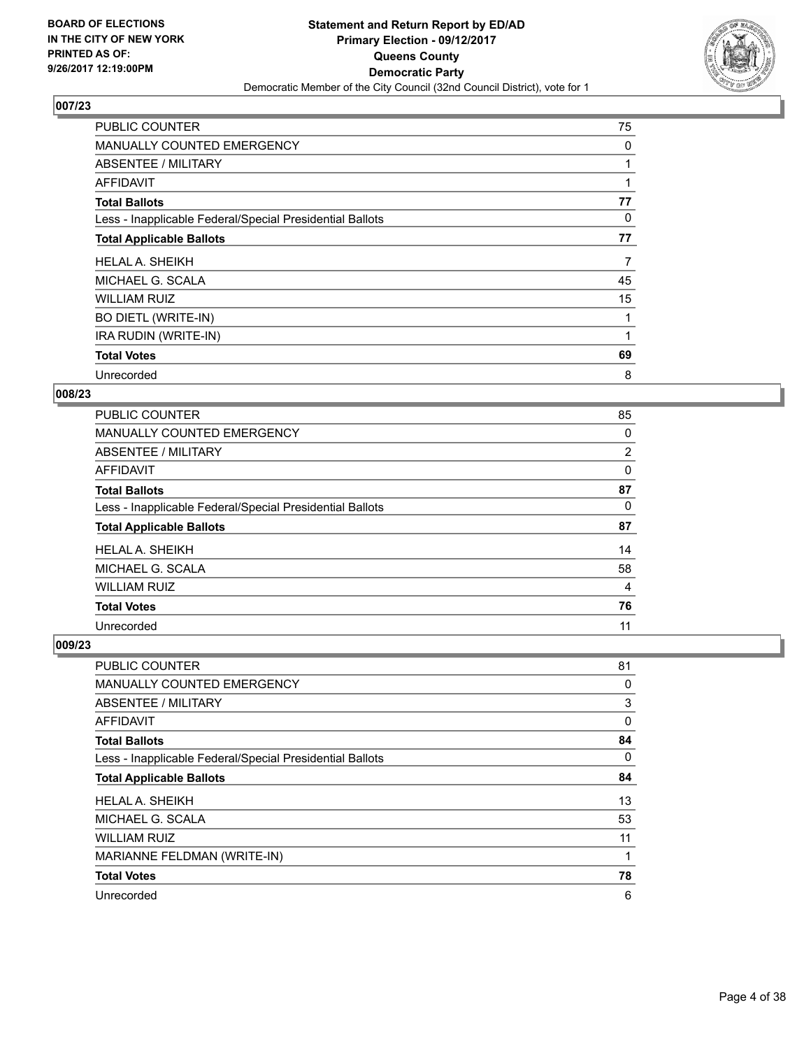**BOARD OF ELECTIONS IN THE CITY OF NEW YORK PRINTED AS OF: 9/26/2017 12:19:00PM**

**Statement and Return Report by ED/AD Primary Election - 09/12/2017 Queens County Democratic Party**

Democratic Member of the City Council (32nd Council District), vote for 1

## 007/23

| | |
|---|---|
| PUBLIC COUNTER | 75 |
| MANUALLY COUNTED EMERGENCY | 0 |
| ABSENTEE / MILITARY | 1 |
| AFFIDAVIT | 1 |
| **Total Ballots** | **77** |
| Less - Inapplicable Federal/Special Presidential Ballots | 0 |
| **Total Applicable Ballots** | **77** |
| HELAL A. SHEIKH | 7 |
| MICHAEL G. SCALA | 45 |
| WILLIAM RUIZ | 15 |
| BO DIETL (WRITE-IN) | 1 |
| IRA RUDIN (WRITE-IN) | 1 |
| **Total Votes** | **69** |
| Unrecorded | 8 |

## 008/23

| | |
|---|---|
| PUBLIC COUNTER | 85 |
| MANUALLY COUNTED EMERGENCY | 0 |
| ABSENTEE / MILITARY | 2 |
| AFFIDAVIT | 0 |
| **Total Ballots** | **87** |
| Less - Inapplicable Federal/Special Presidential Ballots | 0 |
| **Total Applicable Ballots** | **87** |
| HELAL A. SHEIKH | 14 |
| MICHAEL G. SCALA | 58 |
| WILLIAM RUIZ | 4 |
| **Total Votes** | **76** |
| Unrecorded | 11 |

## 009/23

| | |
|---|---|
| PUBLIC COUNTER | 81 |
| MANUALLY COUNTED EMERGENCY | 0 |
| ABSENTEE / MILITARY | 3 |
| AFFIDAVIT | 0 |
| **Total Ballots** | **84** |
| Less - Inapplicable Federal/Special Presidential Ballots | 0 |
| **Total Applicable Ballots** | **84** |
| HELAL A. SHEIKH | 13 |
| MICHAEL G. SCALA | 53 |
| WILLIAM RUIZ | 11 |
| MARIANNE FELDMAN (WRITE-IN) | 1 |
| **Total Votes** | **78** |
| Unrecorded | 6 |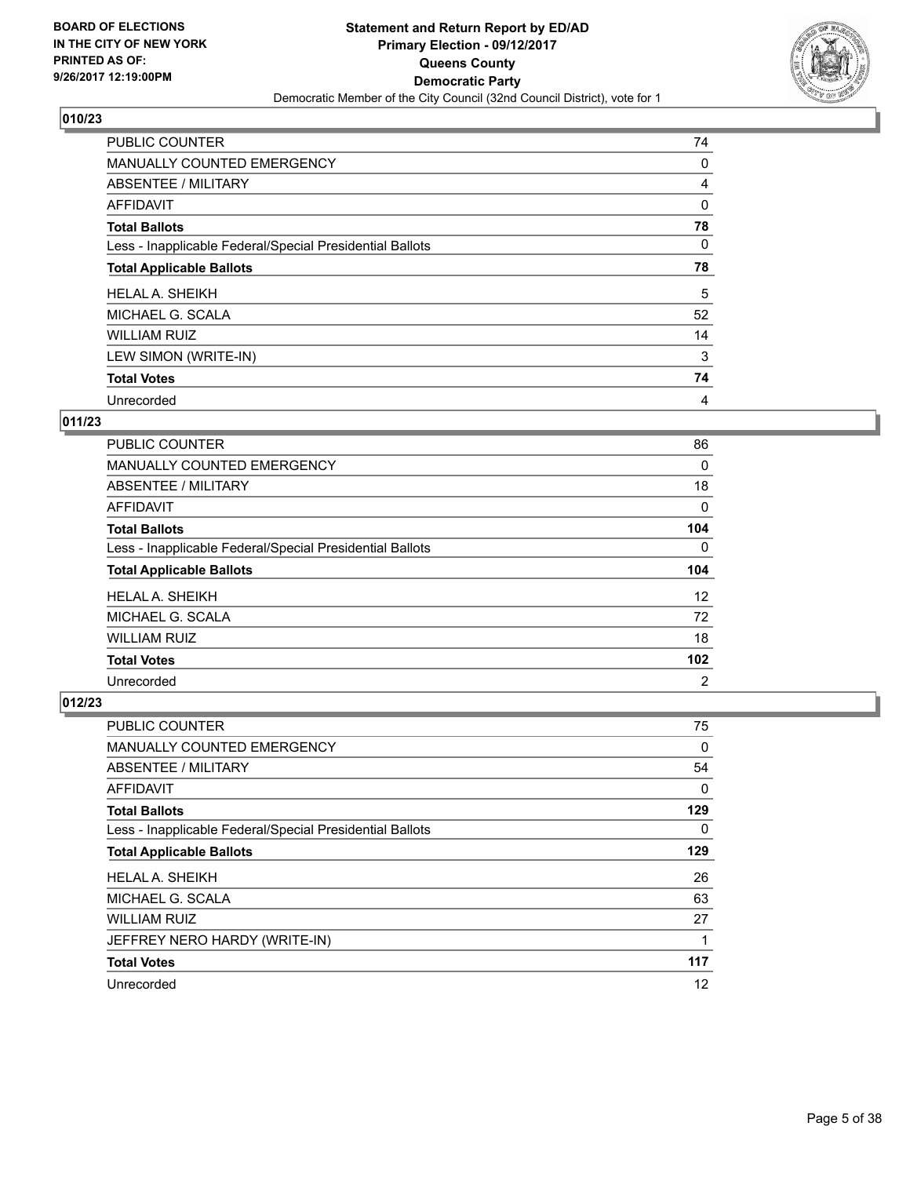## 010/23

| | |
|---|---|
| PUBLIC COUNTER | 74 |
| MANUALLY COUNTED EMERGENCY | 0 |
| ABSENTEE / MILITARY | 4 |
| AFFIDAVIT | 0 |
| **Total Ballots** | **78** |
| Less - Inapplicable Federal/Special Presidential Ballots | 0 |
| **Total Applicable Ballots** | **78** |
| HELAL A. SHEIKH | 5 |
| MICHAEL G. SCALA | 52 |
| WILLIAM RUIZ | 14 |
| LEW SIMON (WRITE-IN) | 3 |
| **Total Votes** | **74** |
| Unrecorded | 4 |

## 011/23

| | |
|---|---|
| PUBLIC COUNTER | 86 |
| MANUALLY COUNTED EMERGENCY | 0 |
| ABSENTEE / MILITARY | 18 |
| AFFIDAVIT | 0 |
| **Total Ballots** | **104** |
| Less - Inapplicable Federal/Special Presidential Ballots | 0 |
| **Total Applicable Ballots** | **104** |
| HELAL A. SHEIKH | 12 |
| MICHAEL G. SCALA | 72 |
| WILLIAM RUIZ | 18 |
| **Total Votes** | **102** |
| Unrecorded | 2 |

## 012/23

| | |
|---|---|
| PUBLIC COUNTER | 75 |
| MANUALLY COUNTED EMERGENCY | 0 |
| ABSENTEE / MILITARY | 54 |
| AFFIDAVIT | 0 |
| **Total Ballots** | **129** |
| Less - Inapplicable Federal/Special Presidential Ballots | 0 |
| **Total Applicable Ballots** | **129** |
| HELAL A. SHEIKH | 26 |
| MICHAEL G. SCALA | 63 |
| WILLIAM RUIZ | 27 |
| JEFFREY NERO HARDY (WRITE-IN) | 1 |
| **Total Votes** | **117** |
| Unrecorded | 12 |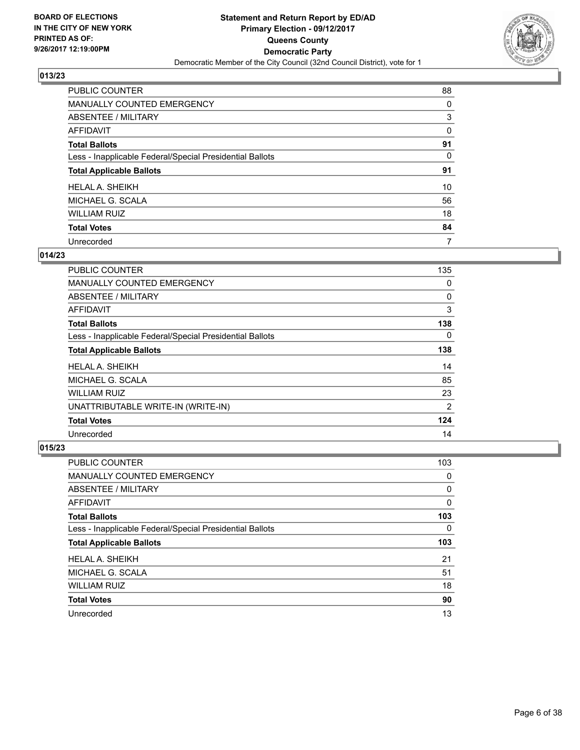**BOARD OF ELECTIONS IN THE CITY OF NEW YORK PRINTED AS OF: 9/26/2017 12:19:00PM**

**Statement and Return Report by ED/AD Primary Election - 09/12/2017 Queens County Democratic Party**

Democratic Member of the City Council (32nd Council District), vote for 1

## 013/23

| | |
|---|---|
| PUBLIC COUNTER | 88 |
| MANUALLY COUNTED EMERGENCY | 0 |
| ABSENTEE / MILITARY | 3 |
| AFFIDAVIT | 0 |
| **Total Ballots** | **91** |
| Less - Inapplicable Federal/Special Presidential Ballots | 0 |
| **Total Applicable Ballots** | **91** |
| HELAL A. SHEIKH | 10 |
| MICHAEL G. SCALA | 56 |
| WILLIAM RUIZ | 18 |
| **Total Votes** | **84** |
| Unrecorded | 7 |

## 014/23

| | |
|---|---|
| PUBLIC COUNTER | 135 |
| MANUALLY COUNTED EMERGENCY | 0 |
| ABSENTEE / MILITARY | 0 |
| AFFIDAVIT | 3 |
| **Total Ballots** | **138** |
| Less - Inapplicable Federal/Special Presidential Ballots | 0 |
| **Total Applicable Ballots** | **138** |
| HELAL A. SHEIKH | 14 |
| MICHAEL G. SCALA | 85 |
| WILLIAM RUIZ | 23 |
| UNATTRIBUTABLE WRITE-IN (WRITE-IN) | 2 |
| **Total Votes** | **124** |
| Unrecorded | 14 |

## 015/23

| | |
|---|---|
| PUBLIC COUNTER | 103 |
| MANUALLY COUNTED EMERGENCY | 0 |
| ABSENTEE / MILITARY | 0 |
| AFFIDAVIT | 0 |
| **Total Ballots** | **103** |
| Less - Inapplicable Federal/Special Presidential Ballots | 0 |
| **Total Applicable Ballots** | **103** |
| HELAL A. SHEIKH | 21 |
| MICHAEL G. SCALA | 51 |
| WILLIAM RUIZ | 18 |
| **Total Votes** | **90** |
| Unrecorded | 13 |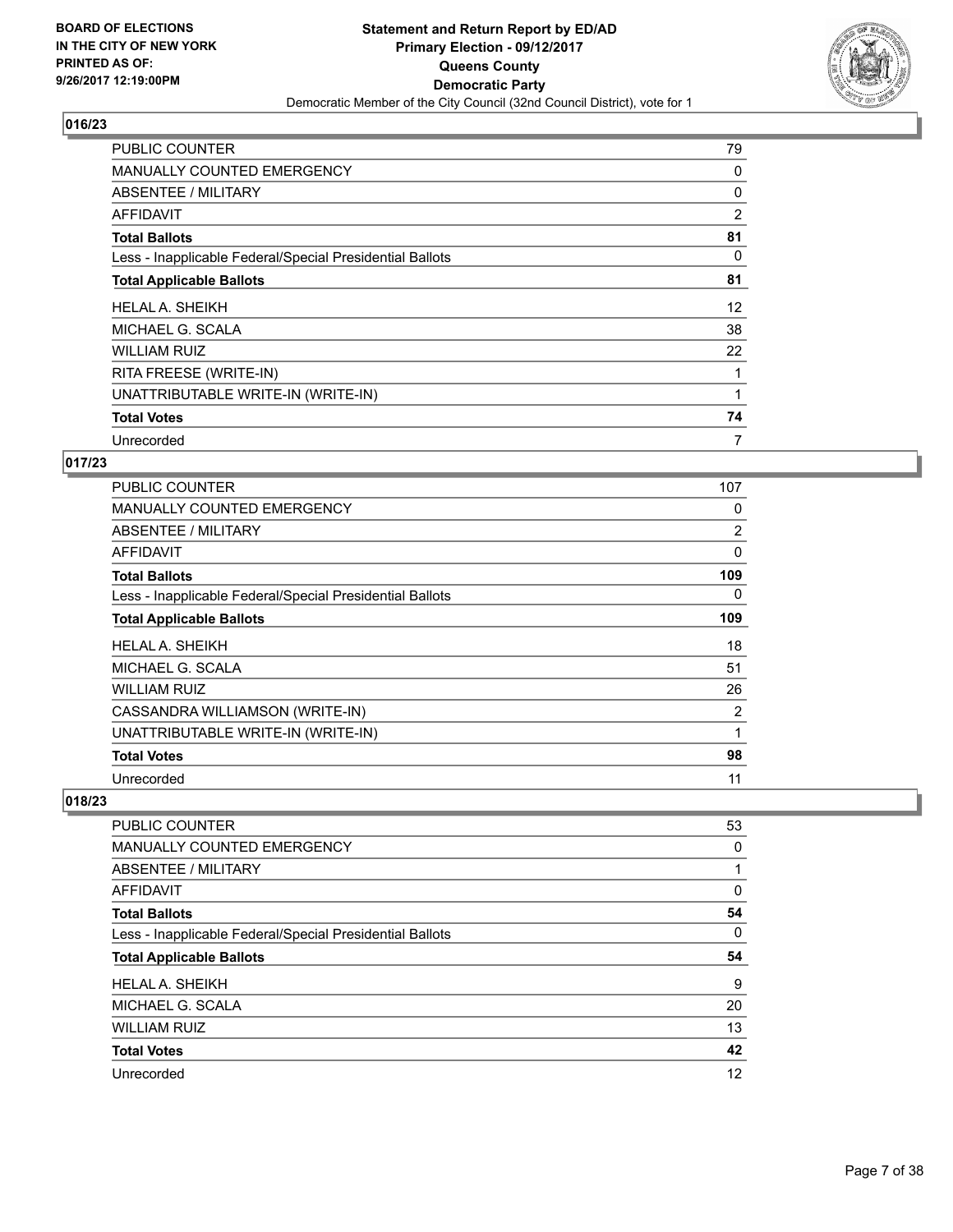### 016/23

| | |
|---|---|
| PUBLIC COUNTER | 79 |
| MANUALLY COUNTED EMERGENCY | 0 |
| ABSENTEE / MILITARY | 0 |
| AFFIDAVIT | 2 |
| **Total Ballots** | **81** |
| Less - Inapplicable Federal/Special Presidential Ballots | 0 |
| **Total Applicable Ballots** | **81** |
| HELAL A. SHEIKH | 12 |
| MICHAEL G. SCALA | 38 |
| WILLIAM RUIZ | 22 |
| RITA FREESE (WRITE-IN) | 1 |
| UNATTRIBUTABLE WRITE-IN (WRITE-IN) | 1 |
| **Total Votes** | **74** |
| Unrecorded | 7 |

### 017/23

| | |
|---|---|
| PUBLIC COUNTER | 107 |
| MANUALLY COUNTED EMERGENCY | 0 |
| ABSENTEE / MILITARY | 2 |
| AFFIDAVIT | 0 |
| **Total Ballots** | **109** |
| Less - Inapplicable Federal/Special Presidential Ballots | 0 |
| **Total Applicable Ballots** | **109** |
| HELAL A. SHEIKH | 18 |
| MICHAEL G. SCALA | 51 |
| WILLIAM RUIZ | 26 |
| CASSANDRA WILLIAMSON (WRITE-IN) | 2 |
| UNATTRIBUTABLE WRITE-IN (WRITE-IN) | 1 |
| **Total Votes** | **98** |
| Unrecorded | 11 |

### 018/23

| | |
|---|---|
| PUBLIC COUNTER | 53 |
| MANUALLY COUNTED EMERGENCY | 0 |
| ABSENTEE / MILITARY | 1 |
| AFFIDAVIT | 0 |
| **Total Ballots** | **54** |
| Less - Inapplicable Federal/Special Presidential Ballots | 0 |
| **Total Applicable Ballots** | **54** |
| HELAL A. SHEIKH | 9 |
| MICHAEL G. SCALA | 20 |
| WILLIAM RUIZ | 13 |
| **Total Votes** | **42** |
| Unrecorded | 12 |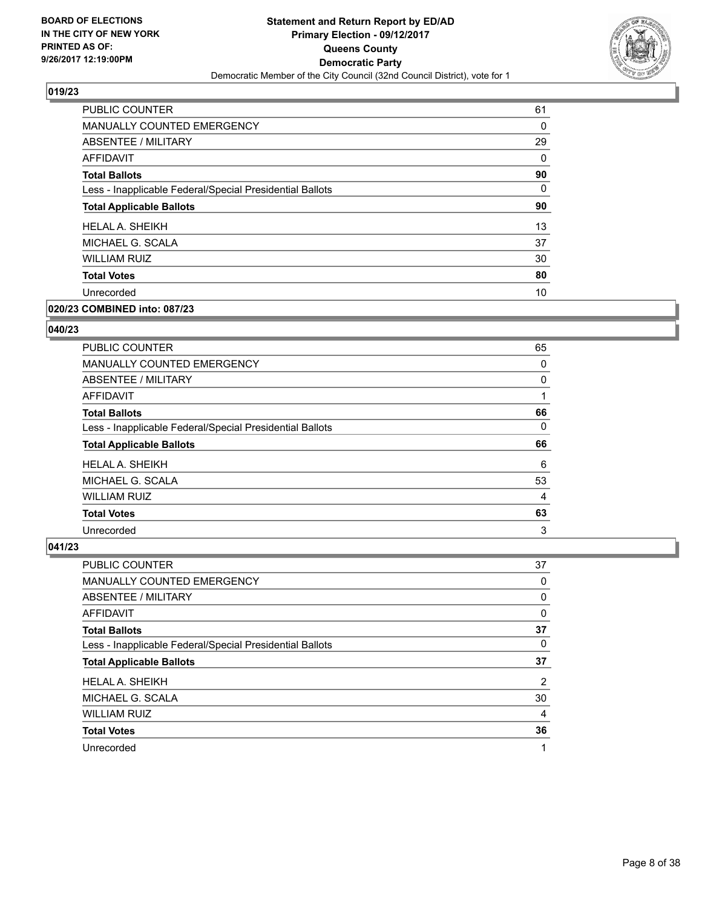**BOARD OF ELECTIONS IN THE CITY OF NEW YORK PRINTED AS OF: 9/26/2017 12:19:00PM**

**Statement and Return Report by ED/AD Primary Election - 09/12/2017 Queens County Democratic Party**

Democratic Member of the City Council (32nd Council District), vote for 1

### 019/23

| | |
|---|---|
| PUBLIC COUNTER | 61 |
| MANUALLY COUNTED EMERGENCY | 0 |
| ABSENTEE / MILITARY | 29 |
| AFFIDAVIT | 0 |
| **Total Ballots** | **90** |
| Less - Inapplicable Federal/Special Presidential Ballots | 0 |
| **Total Applicable Ballots** | **90** |
| HELAL A. SHEIKH | 13 |
| MICHAEL G. SCALA | 37 |
| WILLIAM RUIZ | 30 |
| **Total Votes** | **80** |
| Unrecorded | 10 |

### 020/23 COMBINED into: 087/23

### 040/23

| | |
|---|---|
| PUBLIC COUNTER | 65 |
| MANUALLY COUNTED EMERGENCY | 0 |
| ABSENTEE / MILITARY | 0 |
| AFFIDAVIT | 1 |
| **Total Ballots** | **66** |
| Less - Inapplicable Federal/Special Presidential Ballots | 0 |
| **Total Applicable Ballots** | **66** |
| HELAL A. SHEIKH | 6 |
| MICHAEL G. SCALA | 53 |
| WILLIAM RUIZ | 4 |
| **Total Votes** | **63** |
| Unrecorded | 3 |

### 041/23

| | |
|---|---|
| PUBLIC COUNTER | 37 |
| MANUALLY COUNTED EMERGENCY | 0 |
| ABSENTEE / MILITARY | 0 |
| AFFIDAVIT | 0 |
| **Total Ballots** | **37** |
| Less - Inapplicable Federal/Special Presidential Ballots | 0 |
| **Total Applicable Ballots** | **37** |
| HELAL A. SHEIKH | 2 |
| MICHAEL G. SCALA | 30 |
| WILLIAM RUIZ | 4 |
| **Total Votes** | **36** |
| Unrecorded | 1 |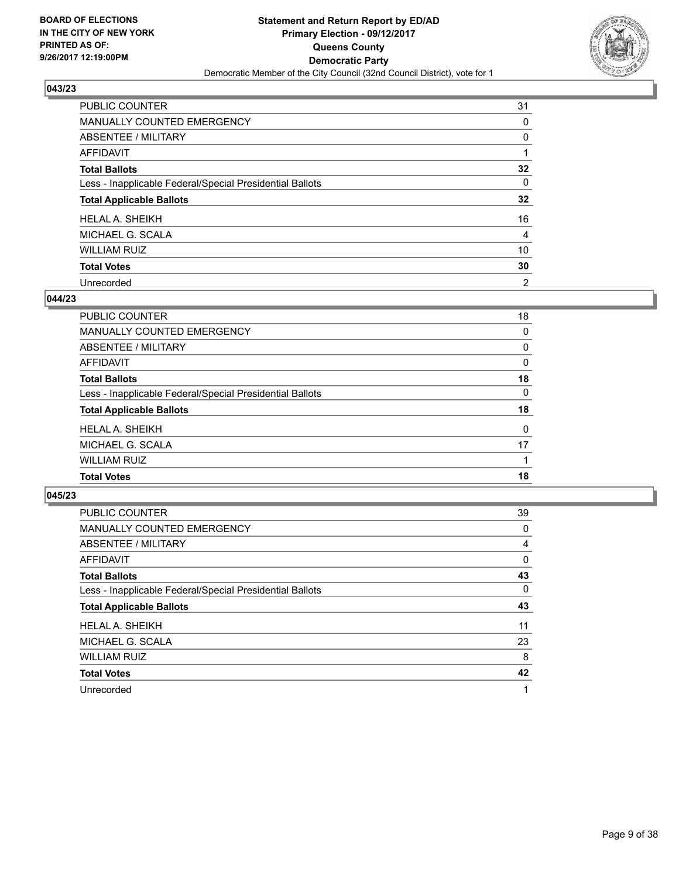BOARD OF ELECTIONS
IN THE CITY OF NEW YORK
PRINTED AS OF:
9/26/2017 12:19:00PM

**Statement and Return Report by ED/AD**
**Primary Election - 09/12/2017**
**Queens County**
**Democratic Party**
Democratic Member of the City Council (32nd Council District), vote for 1

### 043/23

| | |
|---|---|
| PUBLIC COUNTER | 31 |
| MANUALLY COUNTED EMERGENCY | 0 |
| ABSENTEE / MILITARY | 0 |
| AFFIDAVIT | 1 |
| **Total Ballots** | **32** |
| Less - Inapplicable Federal/Special Presidential Ballots | 0 |
| **Total Applicable Ballots** | **32** |
| HELAL A. SHEIKH | 16 |
| MICHAEL G. SCALA | 4 |
| WILLIAM RUIZ | 10 |
| **Total Votes** | **30** |
| Unrecorded | 2 |

### 044/23

| | |
|---|---|
| PUBLIC COUNTER | 18 |
| MANUALLY COUNTED EMERGENCY | 0 |
| ABSENTEE / MILITARY | 0 |
| AFFIDAVIT | 0 |
| **Total Ballots** | **18** |
| Less - Inapplicable Federal/Special Presidential Ballots | 0 |
| **Total Applicable Ballots** | **18** |
| HELAL A. SHEIKH | 0 |
| MICHAEL G. SCALA | 17 |
| WILLIAM RUIZ | 1 |
| **Total Votes** | **18** |

### 045/23

| | |
|---|---|
| PUBLIC COUNTER | 39 |
| MANUALLY COUNTED EMERGENCY | 0 |
| ABSENTEE / MILITARY | 4 |
| AFFIDAVIT | 0 |
| **Total Ballots** | **43** |
| Less - Inapplicable Federal/Special Presidential Ballots | 0 |
| **Total Applicable Ballots** | **43** |
| HELAL A. SHEIKH | 11 |
| MICHAEL G. SCALA | 23 |
| WILLIAM RUIZ | 8 |
| **Total Votes** | **42** |
| Unrecorded | 1 |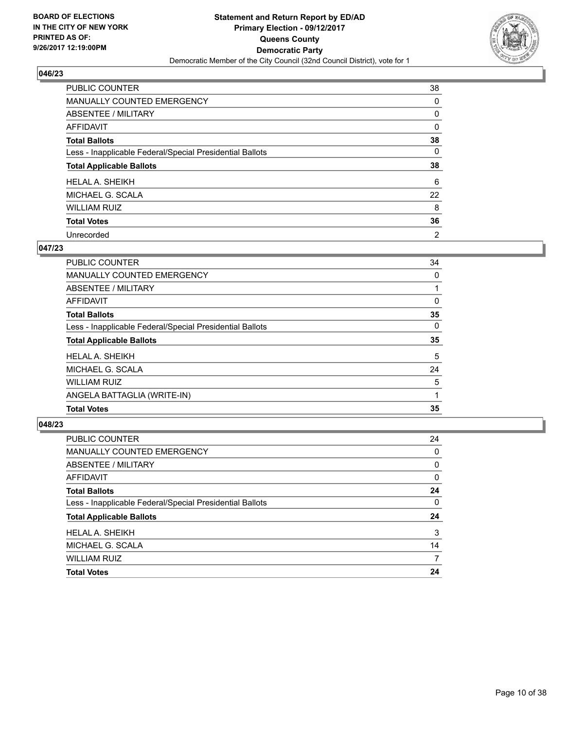**Statement and Return Report by ED/AD**
**Primary Election - 09/12/2017**
**Queens County**
**Democratic Party**
Democratic Member of the City Council (32nd Council District), vote for 1

BOARD OF ELECTIONS
IN THE CITY OF NEW YORK
PRINTED AS OF:
9/26/2017 12:19:00PM

### 046/23

| | |
|---|---|
| PUBLIC COUNTER | 38 |
| MANUALLY COUNTED EMERGENCY | 0 |
| ABSENTEE / MILITARY | 0 |
| AFFIDAVIT | 0 |
| **Total Ballots** | **38** |
| Less - Inapplicable Federal/Special Presidential Ballots | 0 |
| **Total Applicable Ballots** | **38** |
| HELAL A. SHEIKH | 6 |
| MICHAEL G. SCALA | 22 |
| WILLIAM RUIZ | 8 |
| **Total Votes** | **36** |
| Unrecorded | 2 |

### 047/23

| | |
|---|---|
| PUBLIC COUNTER | 34 |
| MANUALLY COUNTED EMERGENCY | 0 |
| ABSENTEE / MILITARY | 1 |
| AFFIDAVIT | 0 |
| **Total Ballots** | **35** |
| Less - Inapplicable Federal/Special Presidential Ballots | 0 |
| **Total Applicable Ballots** | **35** |
| HELAL A. SHEIKH | 5 |
| MICHAEL G. SCALA | 24 |
| WILLIAM RUIZ | 5 |
| ANGELA BATTAGLIA (WRITE-IN) | 1 |
| **Total Votes** | **35** |

### 048/23

| | |
|---|---|
| PUBLIC COUNTER | 24 |
| MANUALLY COUNTED EMERGENCY | 0 |
| ABSENTEE / MILITARY | 0 |
| AFFIDAVIT | 0 |
| **Total Ballots** | **24** |
| Less - Inapplicable Federal/Special Presidential Ballots | 0 |
| **Total Applicable Ballots** | **24** |
| HELAL A. SHEIKH | 3 |
| MICHAEL G. SCALA | 14 |
| WILLIAM RUIZ | 7 |
| **Total Votes** | **24** |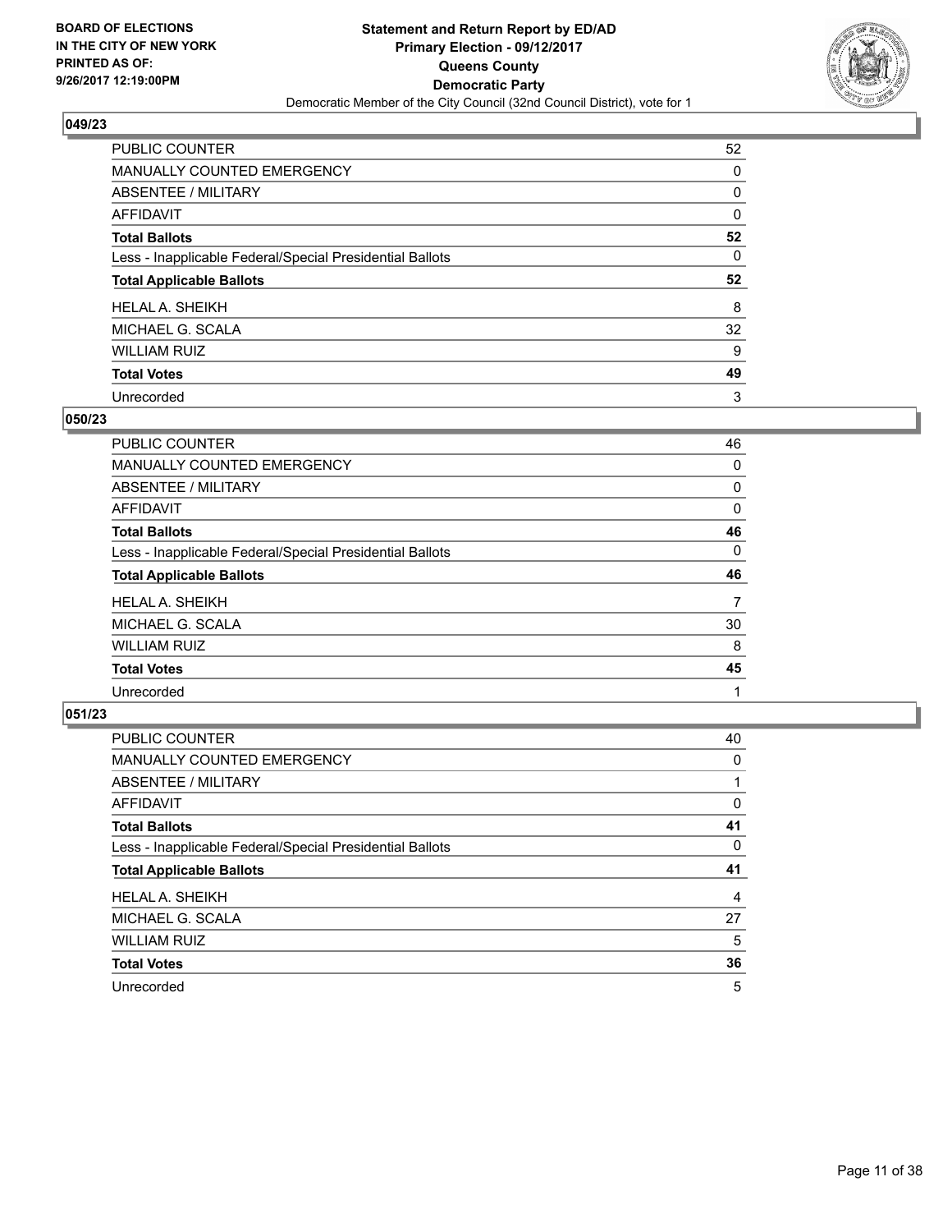**BOARD OF ELECTIONS IN THE CITY OF NEW YORK PRINTED AS OF: 9/26/2017 12:19:00PM**

**Statement and Return Report by ED/AD Primary Election - 09/12/2017 Queens County Democratic Party**

Democratic Member of the City Council (32nd Council District), vote for 1

### 049/23

| | |
|---|---|
| PUBLIC COUNTER | 52 |
| MANUALLY COUNTED EMERGENCY | 0 |
| ABSENTEE / MILITARY | 0 |
| AFFIDAVIT | 0 |
| **Total Ballots** | **52** |
| Less - Inapplicable Federal/Special Presidential Ballots | 0 |
| **Total Applicable Ballots** | **52** |
| HELAL A. SHEIKH | 8 |
| MICHAEL G. SCALA | 32 |
| WILLIAM RUIZ | 9 |
| **Total Votes** | **49** |
| Unrecorded | 3 |

### 050/23

| | |
|---|---|
| PUBLIC COUNTER | 46 |
| MANUALLY COUNTED EMERGENCY | 0 |
| ABSENTEE / MILITARY | 0 |
| AFFIDAVIT | 0 |
| **Total Ballots** | **46** |
| Less - Inapplicable Federal/Special Presidential Ballots | 0 |
| **Total Applicable Ballots** | **46** |
| HELAL A. SHEIKH | 7 |
| MICHAEL G. SCALA | 30 |
| WILLIAM RUIZ | 8 |
| **Total Votes** | **45** |
| Unrecorded | 1 |

### 051/23

| | |
|---|---|
| PUBLIC COUNTER | 40 |
| MANUALLY COUNTED EMERGENCY | 0 |
| ABSENTEE / MILITARY | 1 |
| AFFIDAVIT | 0 |
| **Total Ballots** | **41** |
| Less - Inapplicable Federal/Special Presidential Ballots | 0 |
| **Total Applicable Ballots** | **41** |
| HELAL A. SHEIKH | 4 |
| MICHAEL G. SCALA | 27 |
| WILLIAM RUIZ | 5 |
| **Total Votes** | **36** |
| Unrecorded | 5 |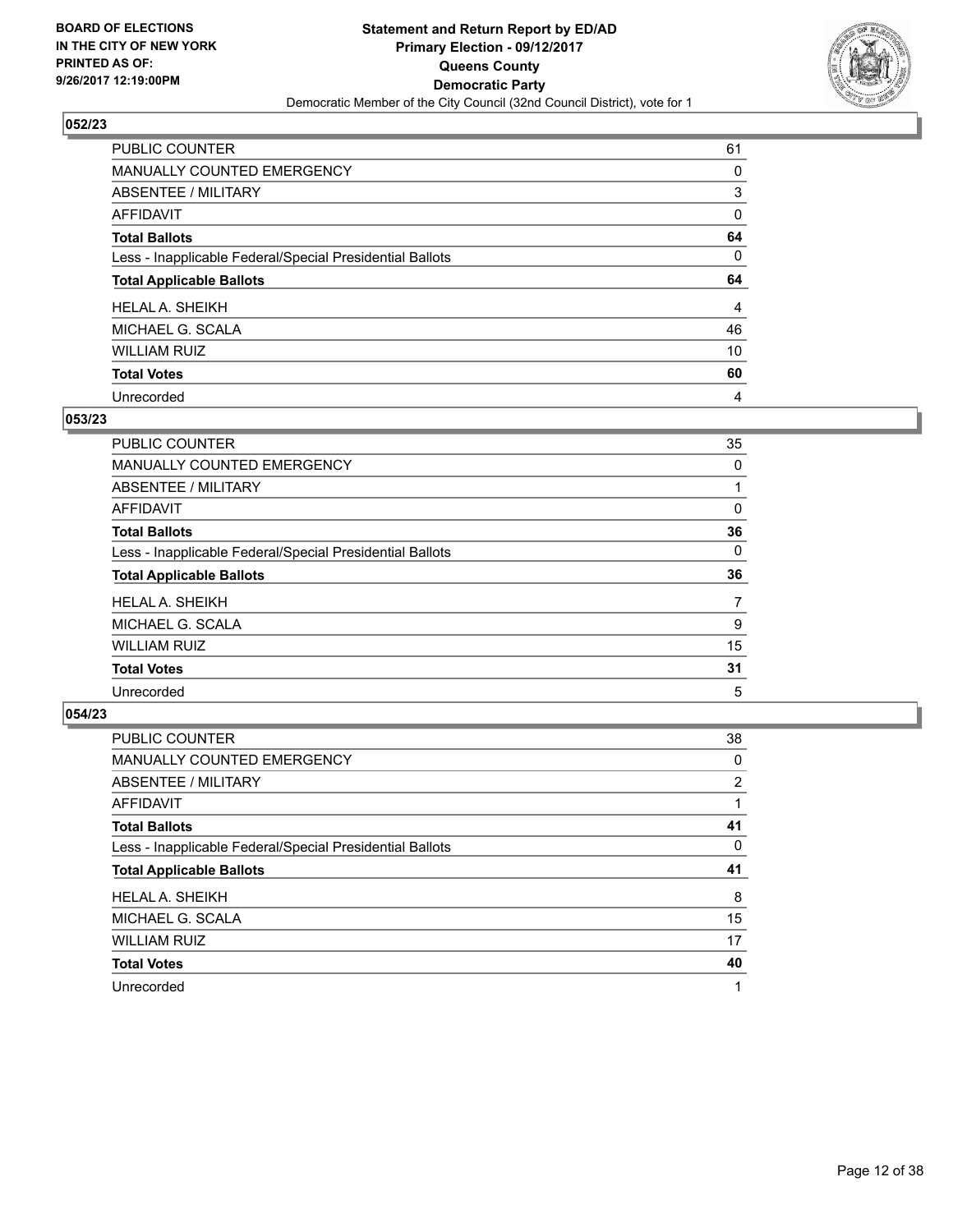**BOARD OF ELECTIONS IN THE CITY OF NEW YORK PRINTED AS OF: 9/26/2017 12:19:00PM**

**Statement and Return Report by ED/AD Primary Election - 09/12/2017 Queens County Democratic Party**

Democratic Member of the City Council (32nd Council District), vote for 1

## 052/23

| | |
|---|---|
| PUBLIC COUNTER | 61 |
| MANUALLY COUNTED EMERGENCY | 0 |
| ABSENTEE / MILITARY | 3 |
| AFFIDAVIT | 0 |
| **Total Ballots** | **64** |
| Less - Inapplicable Federal/Special Presidential Ballots | 0 |
| **Total Applicable Ballots** | **64** |
| HELAL A. SHEIKH | 4 |
| MICHAEL G. SCALA | 46 |
| WILLIAM RUIZ | 10 |
| **Total Votes** | **60** |
| Unrecorded | 4 |

## 053/23

| | |
|---|---|
| PUBLIC COUNTER | 35 |
| MANUALLY COUNTED EMERGENCY | 0 |
| ABSENTEE / MILITARY | 1 |
| AFFIDAVIT | 0 |
| **Total Ballots** | **36** |
| Less - Inapplicable Federal/Special Presidential Ballots | 0 |
| **Total Applicable Ballots** | **36** |
| HELAL A. SHEIKH | 7 |
| MICHAEL G. SCALA | 9 |
| WILLIAM RUIZ | 15 |
| **Total Votes** | **31** |
| Unrecorded | 5 |

## 054/23

| | |
|---|---|
| PUBLIC COUNTER | 38 |
| MANUALLY COUNTED EMERGENCY | 0 |
| ABSENTEE / MILITARY | 2 |
| AFFIDAVIT | 1 |
| **Total Ballots** | **41** |
| Less - Inapplicable Federal/Special Presidential Ballots | 0 |
| **Total Applicable Ballots** | **41** |
| HELAL A. SHEIKH | 8 |
| MICHAEL G. SCALA | 15 |
| WILLIAM RUIZ | 17 |
| **Total Votes** | **40** |
| Unrecorded | 1 |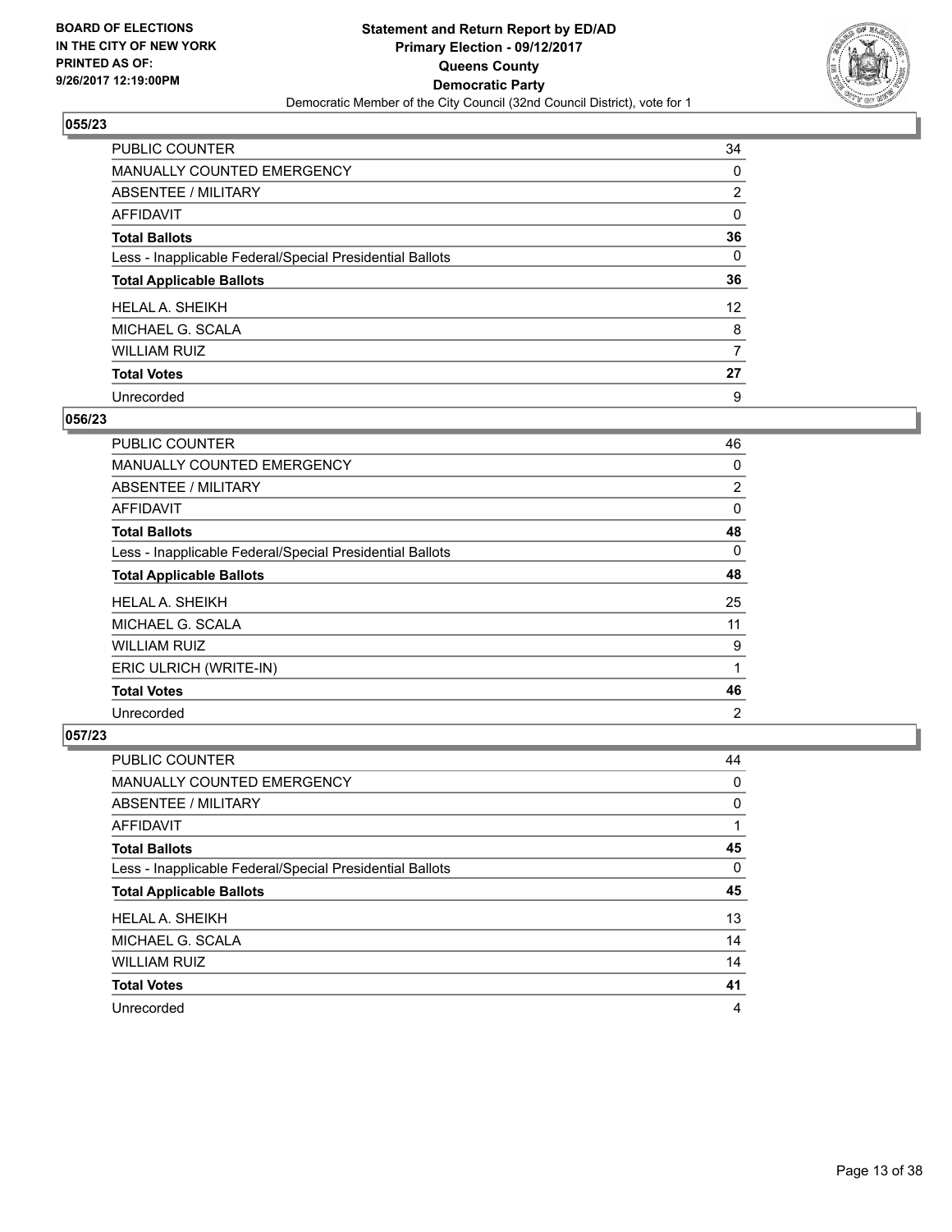**BOARD OF ELECTIONS IN THE CITY OF NEW YORK PRINTED AS OF: 9/26/2017 12:19:00PM**

**Statement and Return Report by ED/AD**
**Primary Election - 09/12/2017**
**Queens County**
**Democratic Party**
Democratic Member of the City Council (32nd Council District), vote for 1

## 055/23

| | |
|---|---|
| PUBLIC COUNTER | 34 |
| MANUALLY COUNTED EMERGENCY | 0 |
| ABSENTEE / MILITARY | 2 |
| AFFIDAVIT | 0 |
| **Total Ballots** | **36** |
| Less - Inapplicable Federal/Special Presidential Ballots | 0 |
| **Total Applicable Ballots** | **36** |
| HELAL A. SHEIKH | 12 |
| MICHAEL G. SCALA | 8 |
| WILLIAM RUIZ | 7 |
| **Total Votes** | **27** |
| Unrecorded | 9 |

## 056/23

| | |
|---|---|
| PUBLIC COUNTER | 46 |
| MANUALLY COUNTED EMERGENCY | 0 |
| ABSENTEE / MILITARY | 2 |
| AFFIDAVIT | 0 |
| **Total Ballots** | **48** |
| Less - Inapplicable Federal/Special Presidential Ballots | 0 |
| **Total Applicable Ballots** | **48** |
| HELAL A. SHEIKH | 25 |
| MICHAEL G. SCALA | 11 |
| WILLIAM RUIZ | 9 |
| ERIC ULRICH (WRITE-IN) | 1 |
| **Total Votes** | **46** |
| Unrecorded | 2 |

## 057/23

| | |
|---|---|
| PUBLIC COUNTER | 44 |
| MANUALLY COUNTED EMERGENCY | 0 |
| ABSENTEE / MILITARY | 0 |
| AFFIDAVIT | 1 |
| **Total Ballots** | **45** |
| Less - Inapplicable Federal/Special Presidential Ballots | 0 |
| **Total Applicable Ballots** | **45** |
| HELAL A. SHEIKH | 13 |
| MICHAEL G. SCALA | 14 |
| WILLIAM RUIZ | 14 |
| **Total Votes** | **41** |
| Unrecorded | 4 |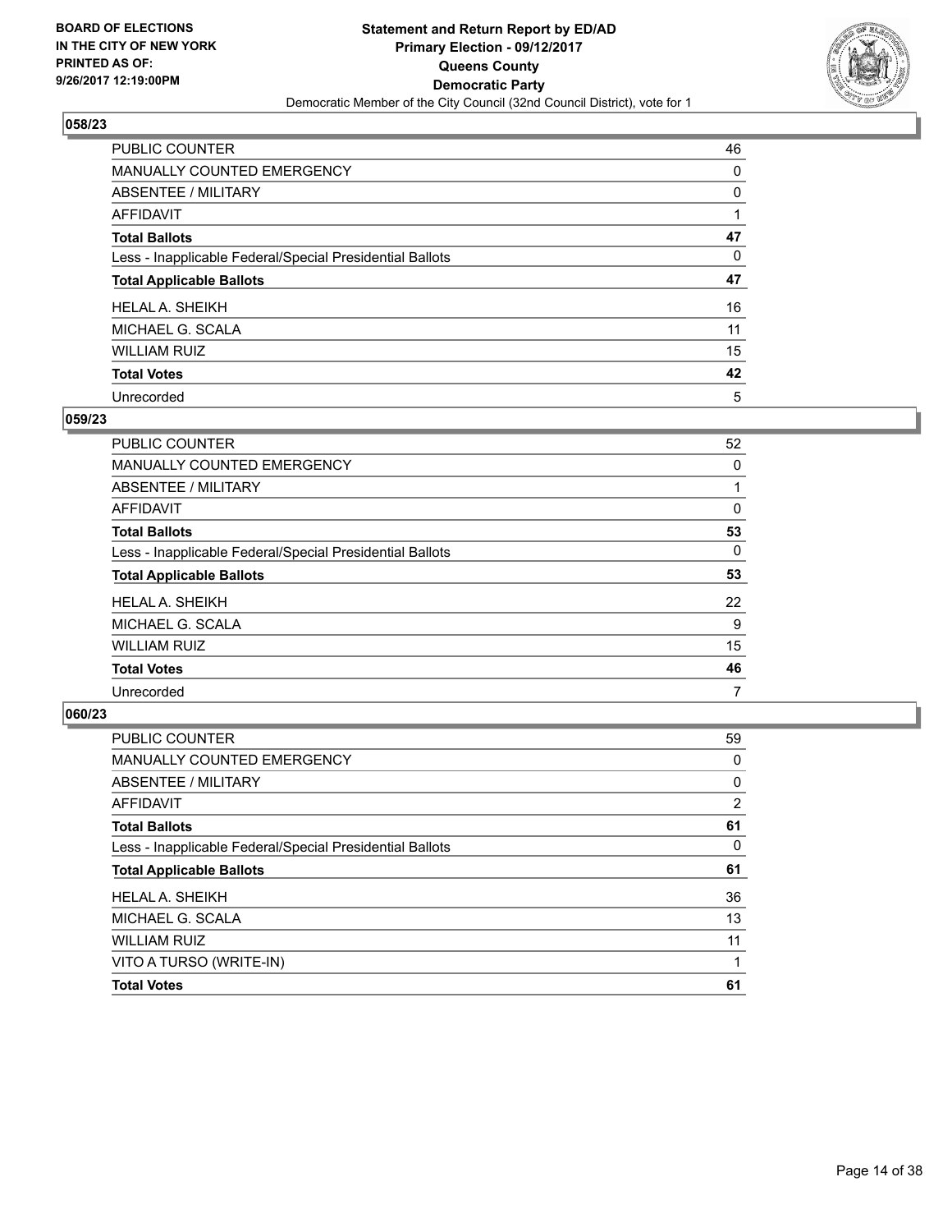BOARD OF ELECTIONS
IN THE CITY OF NEW YORK
PRINTED AS OF:
9/26/2017 12:19:00PM

**Statement and Return Report by ED/AD**
**Primary Election - 09/12/2017**
**Queens County**
**Democratic Party**
Democratic Member of the City Council (32nd Council District), vote for 1

### 058/23

| | |
|---|---|
| PUBLIC COUNTER | 46 |
| MANUALLY COUNTED EMERGENCY | 0 |
| ABSENTEE / MILITARY | 0 |
| AFFIDAVIT | 1 |
| **Total Ballots** | **47** |
| Less - Inapplicable Federal/Special Presidential Ballots | 0 |
| **Total Applicable Ballots** | **47** |
| HELAL A. SHEIKH | 16 |
| MICHAEL G. SCALA | 11 |
| WILLIAM RUIZ | 15 |
| **Total Votes** | **42** |
| Unrecorded | 5 |

### 059/23

| | |
|---|---|
| PUBLIC COUNTER | 52 |
| MANUALLY COUNTED EMERGENCY | 0 |
| ABSENTEE / MILITARY | 1 |
| AFFIDAVIT | 0 |
| **Total Ballots** | **53** |
| Less - Inapplicable Federal/Special Presidential Ballots | 0 |
| **Total Applicable Ballots** | **53** |
| HELAL A. SHEIKH | 22 |
| MICHAEL G. SCALA | 9 |
| WILLIAM RUIZ | 15 |
| **Total Votes** | **46** |
| Unrecorded | 7 |

### 060/23

| | |
|---|---|
| PUBLIC COUNTER | 59 |
| MANUALLY COUNTED EMERGENCY | 0 |
| ABSENTEE / MILITARY | 0 |
| AFFIDAVIT | 2 |
| **Total Ballots** | **61** |
| Less - Inapplicable Federal/Special Presidential Ballots | 0 |
| **Total Applicable Ballots** | **61** |
| HELAL A. SHEIKH | 36 |
| MICHAEL G. SCALA | 13 |
| WILLIAM RUIZ | 11 |
| VITO A TURSO (WRITE-IN) | 1 |
| **Total Votes** | **61** |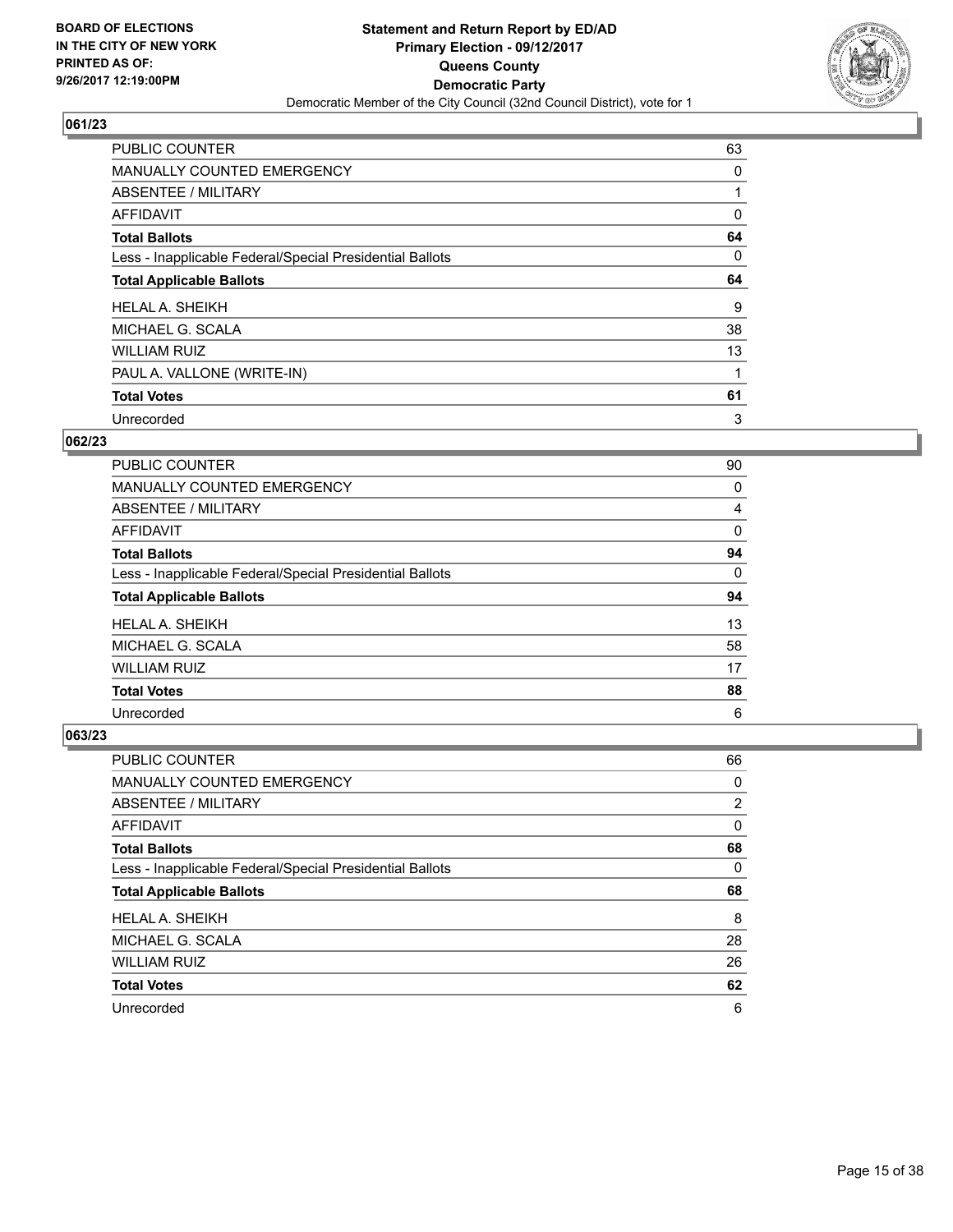**BOARD OF ELECTIONS IN THE CITY OF NEW YORK PRINTED AS OF: 9/26/2017 12:19:00PM**

**Statement and Return Report by ED/AD Primary Election - 09/12/2017 Queens County Democratic Party**

Democratic Member of the City Council (32nd Council District), vote for 1

## 061/23

| | |
|---|---|
| PUBLIC COUNTER | 63 |
| MANUALLY COUNTED EMERGENCY | 0 |
| ABSENTEE / MILITARY | 1 |
| AFFIDAVIT | 0 |
| **Total Ballots** | **64** |
| Less - Inapplicable Federal/Special Presidential Ballots | 0 |
| **Total Applicable Ballots** | **64** |
| HELAL A. SHEIKH | 9 |
| MICHAEL G. SCALA | 38 |
| WILLIAM RUIZ | 13 |
| PAUL A. VALLONE (WRITE-IN) | 1 |
| **Total Votes** | **61** |
| Unrecorded | 3 |

## 062/23

| | |
|---|---|
| PUBLIC COUNTER | 90 |
| MANUALLY COUNTED EMERGENCY | 0 |
| ABSENTEE / MILITARY | 4 |
| AFFIDAVIT | 0 |
| **Total Ballots** | **94** |
| Less - Inapplicable Federal/Special Presidential Ballots | 0 |
| **Total Applicable Ballots** | **94** |
| HELAL A. SHEIKH | 13 |
| MICHAEL G. SCALA | 58 |
| WILLIAM RUIZ | 17 |
| **Total Votes** | **88** |
| Unrecorded | 6 |

## 063/23

| | |
|---|---|
| PUBLIC COUNTER | 66 |
| MANUALLY COUNTED EMERGENCY | 0 |
| ABSENTEE / MILITARY | 2 |
| AFFIDAVIT | 0 |
| **Total Ballots** | **68** |
| Less - Inapplicable Federal/Special Presidential Ballots | 0 |
| **Total Applicable Ballots** | **68** |
| HELAL A. SHEIKH | 8 |
| MICHAEL G. SCALA | 28 |
| WILLIAM RUIZ | 26 |
| **Total Votes** | **62** |
| Unrecorded | 6 |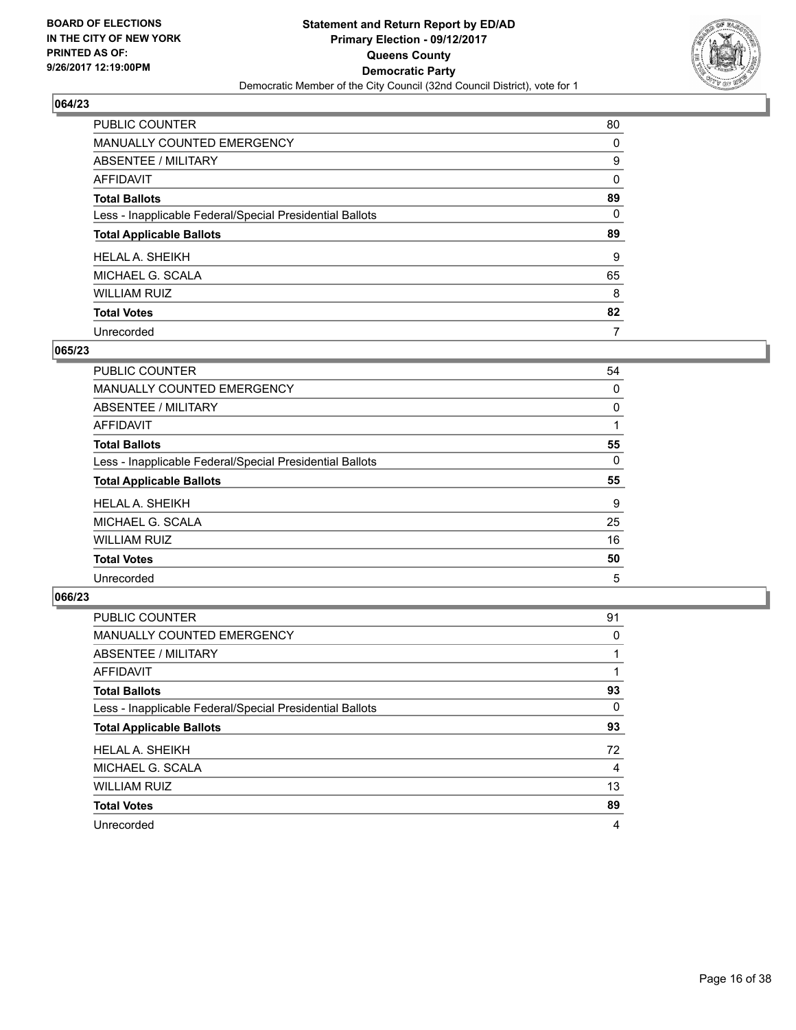BOARD OF ELECTIONS
IN THE CITY OF NEW YORK
PRINTED AS OF:
9/26/2017 12:19:00PM

**Statement and Return Report by ED/AD**
**Primary Election - 09/12/2017**
**Queens County**
**Democratic Party**
Democratic Member of the City Council (32nd Council District), vote for 1

## 064/23

| | |
|---|---|
| PUBLIC COUNTER | 80 |
| MANUALLY COUNTED EMERGENCY | 0 |
| ABSENTEE / MILITARY | 9 |
| AFFIDAVIT | 0 |
| **Total Ballots** | **89** |
| Less - Inapplicable Federal/Special Presidential Ballots | 0 |
| **Total Applicable Ballots** | **89** |
| HELAL A. SHEIKH | 9 |
| MICHAEL G. SCALA | 65 |
| WILLIAM RUIZ | 8 |
| **Total Votes** | **82** |
| Unrecorded | 7 |

## 065/23

| | |
|---|---|
| PUBLIC COUNTER | 54 |
| MANUALLY COUNTED EMERGENCY | 0 |
| ABSENTEE / MILITARY | 0 |
| AFFIDAVIT | 1 |
| **Total Ballots** | **55** |
| Less - Inapplicable Federal/Special Presidential Ballots | 0 |
| **Total Applicable Ballots** | **55** |
| HELAL A. SHEIKH | 9 |
| MICHAEL G. SCALA | 25 |
| WILLIAM RUIZ | 16 |
| **Total Votes** | **50** |
| Unrecorded | 5 |

## 066/23

| | |
|---|---|
| PUBLIC COUNTER | 91 |
| MANUALLY COUNTED EMERGENCY | 0 |
| ABSENTEE / MILITARY | 1 |
| AFFIDAVIT | 1 |
| **Total Ballots** | **93** |
| Less - Inapplicable Federal/Special Presidential Ballots | 0 |
| **Total Applicable Ballots** | **93** |
| HELAL A. SHEIKH | 72 |
| MICHAEL G. SCALA | 4 |
| WILLIAM RUIZ | 13 |
| **Total Votes** | **89** |
| Unrecorded | 4 |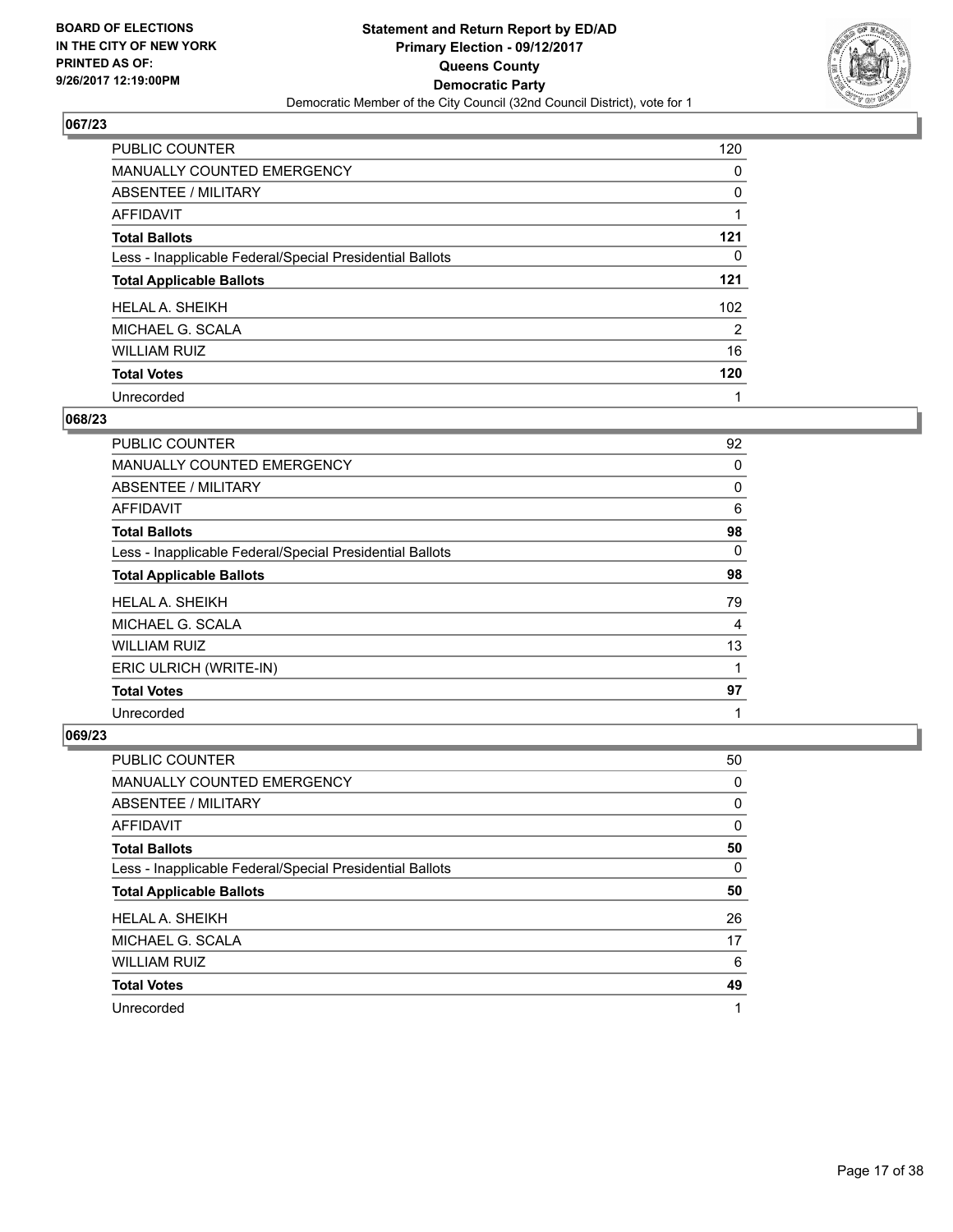BOARD OF ELECTIONS
IN THE CITY OF NEW YORK
PRINTED AS OF:
9/26/2017 12:19:00PM

**Statement and Return Report by ED/AD**
**Primary Election - 09/12/2017**
**Queens County**
**Democratic Party**
Democratic Member of the City Council (32nd Council District), vote for 1

## 067/23

| | |
|---|---|
| PUBLIC COUNTER | 120 |
| MANUALLY COUNTED EMERGENCY | 0 |
| ABSENTEE / MILITARY | 0 |
| AFFIDAVIT | 1 |
| **Total Ballots** | **121** |
| Less - Inapplicable Federal/Special Presidential Ballots | 0 |
| **Total Applicable Ballots** | **121** |
| HELAL A. SHEIKH | 102 |
| MICHAEL G. SCALA | 2 |
| WILLIAM RUIZ | 16 |
| **Total Votes** | **120** |
| Unrecorded | 1 |

## 068/23

| | |
|---|---|
| PUBLIC COUNTER | 92 |
| MANUALLY COUNTED EMERGENCY | 0 |
| ABSENTEE / MILITARY | 0 |
| AFFIDAVIT | 6 |
| **Total Ballots** | **98** |
| Less - Inapplicable Federal/Special Presidential Ballots | 0 |
| **Total Applicable Ballots** | **98** |
| HELAL A. SHEIKH | 79 |
| MICHAEL G. SCALA | 4 |
| WILLIAM RUIZ | 13 |
| ERIC ULRICH (WRITE-IN) | 1 |
| **Total Votes** | **97** |
| Unrecorded | 1 |

## 069/23

| | |
|---|---|
| PUBLIC COUNTER | 50 |
| MANUALLY COUNTED EMERGENCY | 0 |
| ABSENTEE / MILITARY | 0 |
| AFFIDAVIT | 0 |
| **Total Ballots** | **50** |
| Less - Inapplicable Federal/Special Presidential Ballots | 0 |
| **Total Applicable Ballots** | **50** |
| HELAL A. SHEIKH | 26 |
| MICHAEL G. SCALA | 17 |
| WILLIAM RUIZ | 6 |
| **Total Votes** | **49** |
| Unrecorded | 1 |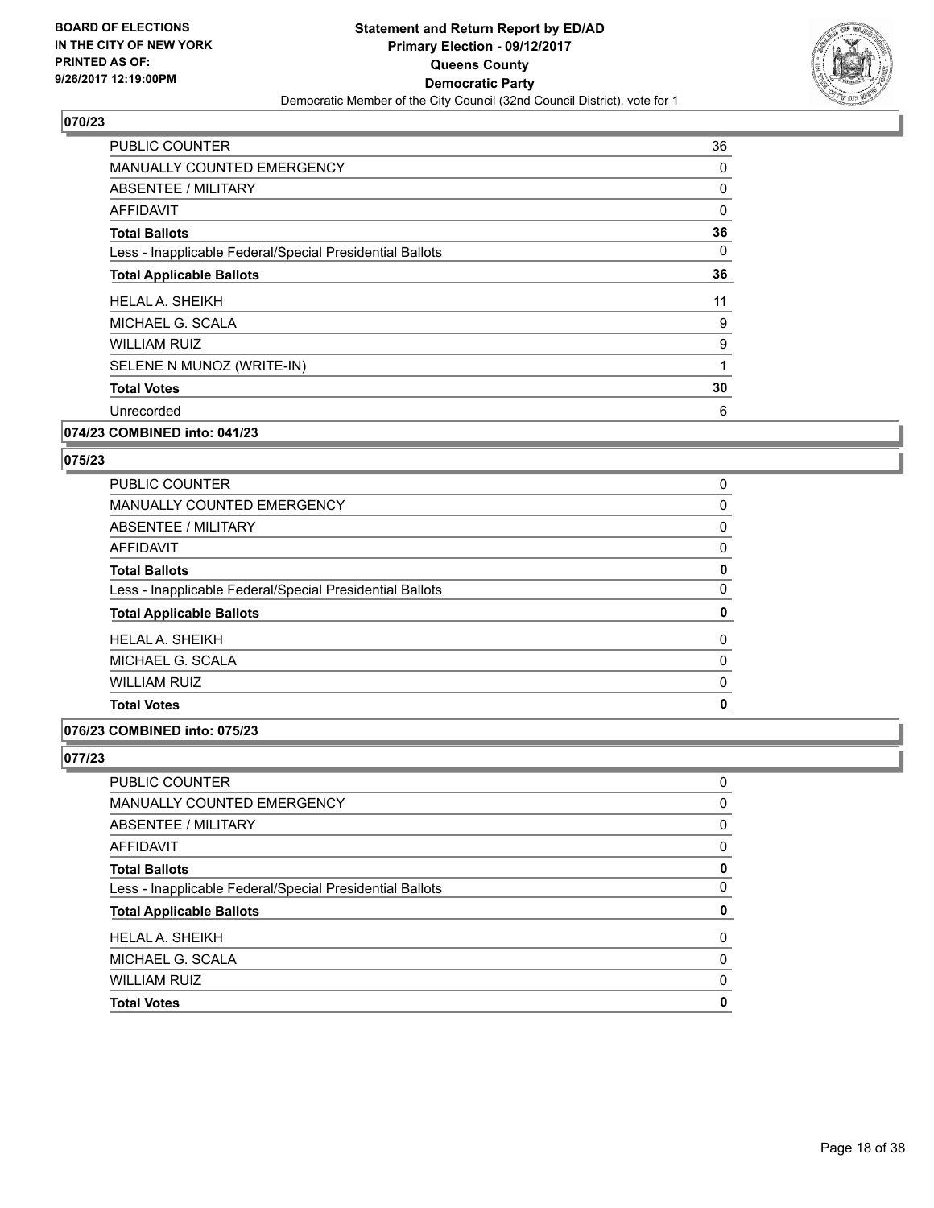### 070/23

| | |
|---|---|
| PUBLIC COUNTER | 36 |
| MANUALLY COUNTED EMERGENCY | 0 |
| ABSENTEE / MILITARY | 0 |
| AFFIDAVIT | 0 |
| **Total Ballots** | **36** |
| Less - Inapplicable Federal/Special Presidential Ballots | 0 |
| **Total Applicable Ballots** | **36** |
| HELAL A. SHEIKH | 11 |
| MICHAEL G. SCALA | 9 |
| WILLIAM RUIZ | 9 |
| SELENE N MUNOZ (WRITE-IN) | 1 |
| **Total Votes** | **30** |
| Unrecorded | 6 |

### 074/23 COMBINED into: 041/23

### 075/23

| | |
|---|---|
| PUBLIC COUNTER | 0 |
| MANUALLY COUNTED EMERGENCY | 0 |
| ABSENTEE / MILITARY | 0 |
| AFFIDAVIT | 0 |
| **Total Ballots** | **0** |
| Less - Inapplicable Federal/Special Presidential Ballots | 0 |
| **Total Applicable Ballots** | **0** |
| HELAL A. SHEIKH | 0 |
| MICHAEL G. SCALA | 0 |
| WILLIAM RUIZ | 0 |
| **Total Votes** | **0** |

### 076/23 COMBINED into: 075/23

### 077/23

| | |
|---|---|
| PUBLIC COUNTER | 0 |
| MANUALLY COUNTED EMERGENCY | 0 |
| ABSENTEE / MILITARY | 0 |
| AFFIDAVIT | 0 |
| **Total Ballots** | **0** |
| Less - Inapplicable Federal/Special Presidential Ballots | 0 |
| **Total Applicable Ballots** | **0** |
| HELAL A. SHEIKH | 0 |
| MICHAEL G. SCALA | 0 |
| WILLIAM RUIZ | 0 |
| **Total Votes** | **0** |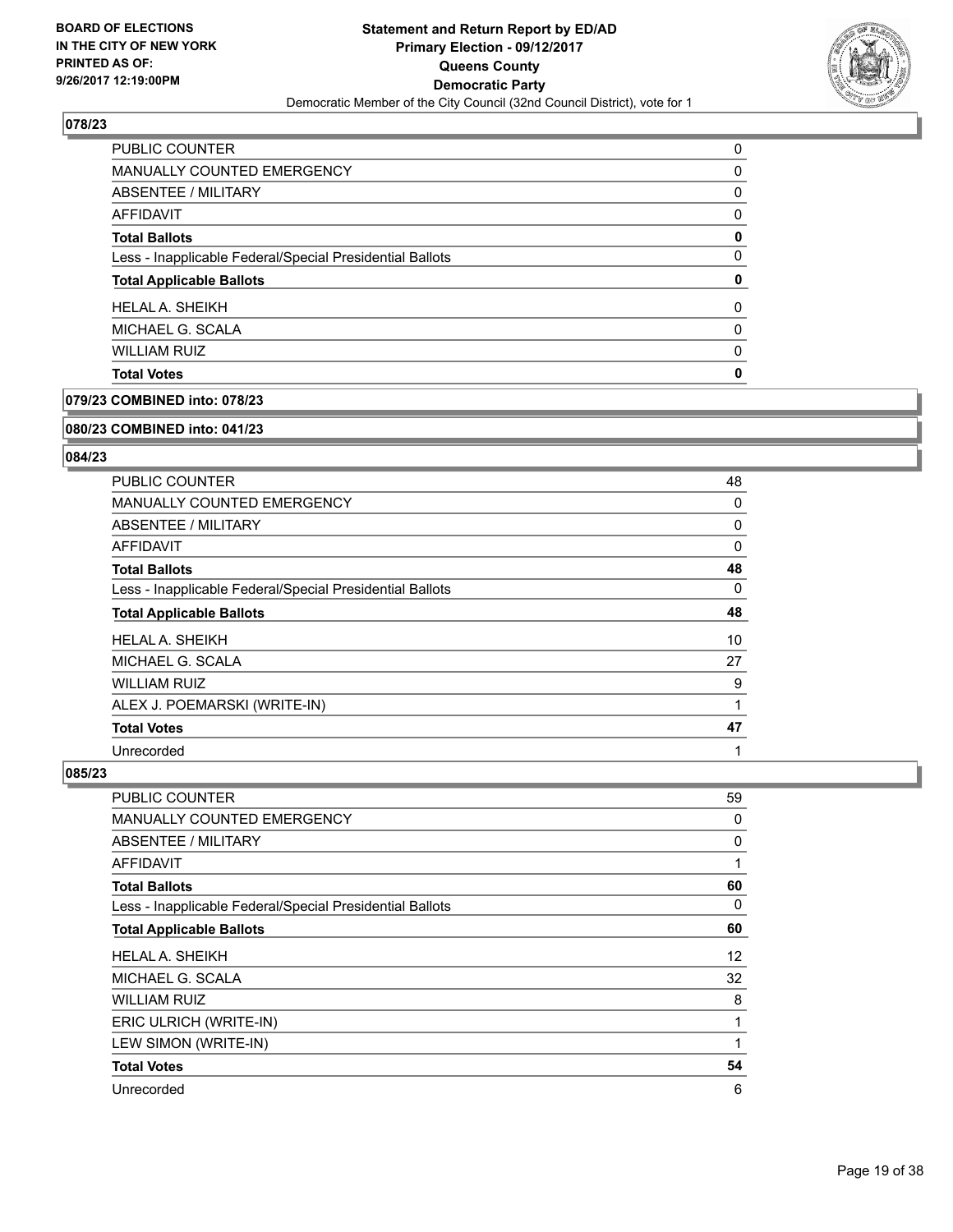## 078/23

| | |
|---|---|
| PUBLIC COUNTER | 0 |
| MANUALLY COUNTED EMERGENCY | 0 |
| ABSENTEE / MILITARY | 0 |
| AFFIDAVIT | 0 |
| **Total Ballots** | **0** |
| Less - Inapplicable Federal/Special Presidential Ballots | 0 |
| **Total Applicable Ballots** | **0** |
| HELAL A. SHEIKH | 0 |
| MICHAEL G. SCALA | 0 |
| WILLIAM RUIZ | 0 |
| **Total Votes** | **0** |

## 079/23 COMBINED into: 078/23

## 080/23 COMBINED into: 041/23

## 084/23

| | |
|---|---|
| PUBLIC COUNTER | 48 |
| MANUALLY COUNTED EMERGENCY | 0 |
| ABSENTEE / MILITARY | 0 |
| AFFIDAVIT | 0 |
| **Total Ballots** | **48** |
| Less - Inapplicable Federal/Special Presidential Ballots | 0 |
| **Total Applicable Ballots** | **48** |
| HELAL A. SHEIKH | 10 |
| MICHAEL G. SCALA | 27 |
| WILLIAM RUIZ | 9 |
| ALEX J. POEMARSKI (WRITE-IN) | 1 |
| **Total Votes** | **47** |
| Unrecorded | 1 |

## 085/23

| | |
|---|---|
| PUBLIC COUNTER | 59 |
| MANUALLY COUNTED EMERGENCY | 0 |
| ABSENTEE / MILITARY | 0 |
| AFFIDAVIT | 1 |
| **Total Ballots** | **60** |
| Less - Inapplicable Federal/Special Presidential Ballots | 0 |
| **Total Applicable Ballots** | **60** |
| HELAL A. SHEIKH | 12 |
| MICHAEL G. SCALA | 32 |
| WILLIAM RUIZ | 8 |
| ERIC ULRICH (WRITE-IN) | 1 |
| LEW SIMON (WRITE-IN) | 1 |
| **Total Votes** | **54** |
| Unrecorded | 6 |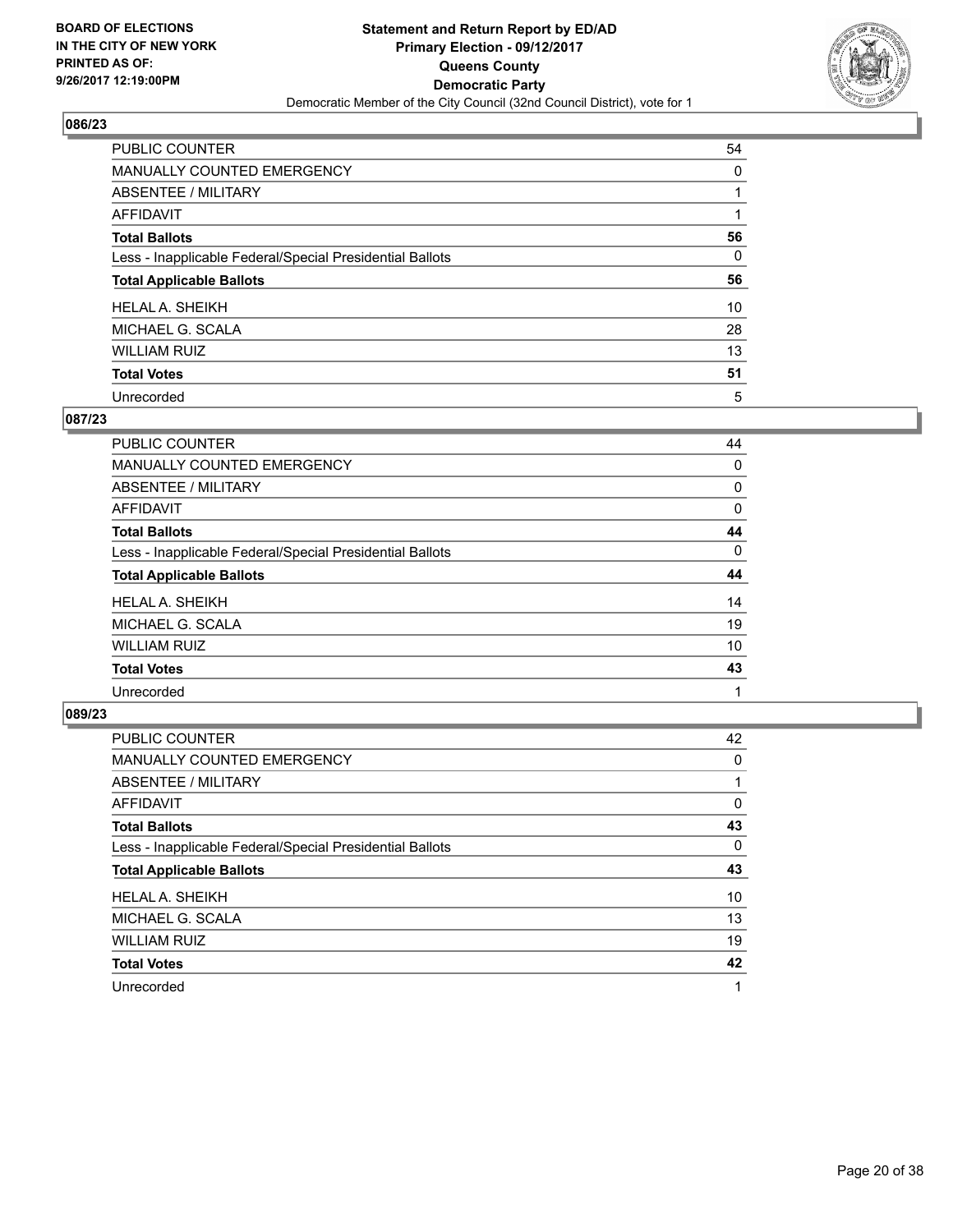BOARD OF ELECTIONS
IN THE CITY OF NEW YORK
PRINTED AS OF:
9/26/2017 12:19:00PM

**Statement and Return Report by ED/AD**
**Primary Election - 09/12/2017**
**Queens County**
**Democratic Party**
Democratic Member of the City Council (32nd Council District), vote for 1

## 086/23

| | |
|---|---|
| PUBLIC COUNTER | 54 |
| MANUALLY COUNTED EMERGENCY | 0 |
| ABSENTEE / MILITARY | 1 |
| AFFIDAVIT | 1 |
| **Total Ballots** | **56** |
| Less - Inapplicable Federal/Special Presidential Ballots | 0 |
| **Total Applicable Ballots** | **56** |
| HELAL A. SHEIKH | 10 |
| MICHAEL G. SCALA | 28 |
| WILLIAM RUIZ | 13 |
| **Total Votes** | **51** |
| Unrecorded | 5 |

## 087/23

| | |
|---|---|
| PUBLIC COUNTER | 44 |
| MANUALLY COUNTED EMERGENCY | 0 |
| ABSENTEE / MILITARY | 0 |
| AFFIDAVIT | 0 |
| **Total Ballots** | **44** |
| Less - Inapplicable Federal/Special Presidential Ballots | 0 |
| **Total Applicable Ballots** | **44** |
| HELAL A. SHEIKH | 14 |
| MICHAEL G. SCALA | 19 |
| WILLIAM RUIZ | 10 |
| **Total Votes** | **43** |
| Unrecorded | 1 |

## 089/23

| | |
|---|---|
| PUBLIC COUNTER | 42 |
| MANUALLY COUNTED EMERGENCY | 0 |
| ABSENTEE / MILITARY | 1 |
| AFFIDAVIT | 0 |
| **Total Ballots** | **43** |
| Less - Inapplicable Federal/Special Presidential Ballots | 0 |
| **Total Applicable Ballots** | **43** |
| HELAL A. SHEIKH | 10 |
| MICHAEL G. SCALA | 13 |
| WILLIAM RUIZ | 19 |
| **Total Votes** | **42** |
| Unrecorded | 1 |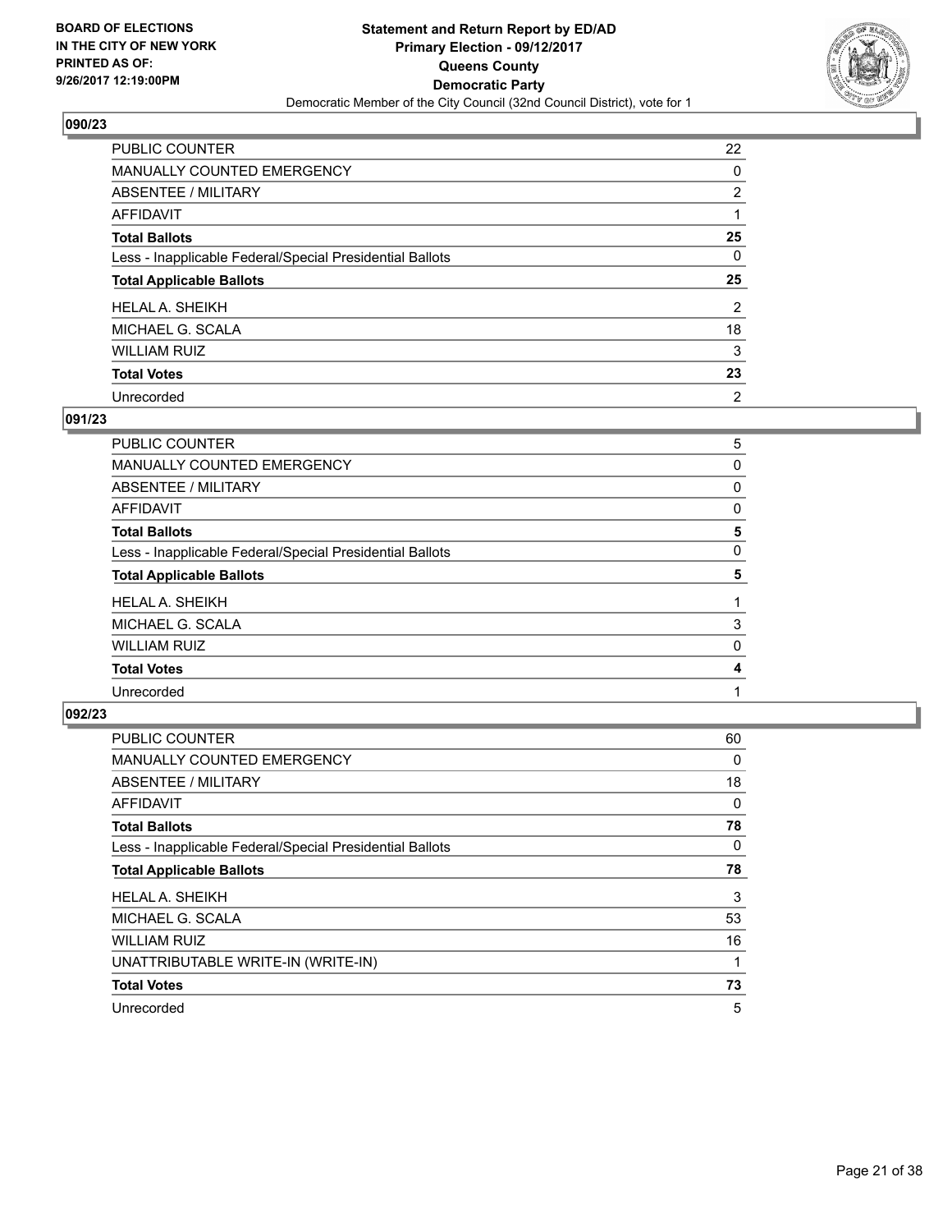**BOARD OF ELECTIONS IN THE CITY OF NEW YORK PRINTED AS OF: 9/26/2017 12:19:00PM**

# Statement and Return Report by ED/AD
## Primary Election - 09/12/2017
## Queens County
## Democratic Party
### Democratic Member of the City Council (32nd Council District), vote for 1

### 090/23

| | |
|---|---|
| PUBLIC COUNTER | 22 |
| MANUALLY COUNTED EMERGENCY | 0 |
| ABSENTEE / MILITARY | 2 |
| AFFIDAVIT | 1 |
| **Total Ballots** | **25** |
| Less - Inapplicable Federal/Special Presidential Ballots | 0 |
| **Total Applicable Ballots** | **25** |
| HELAL A. SHEIKH | 2 |
| MICHAEL G. SCALA | 18 |
| WILLIAM RUIZ | 3 |
| **Total Votes** | **23** |
| Unrecorded | 2 |

### 091/23

| | |
|---|---|
| PUBLIC COUNTER | 5 |
| MANUALLY COUNTED EMERGENCY | 0 |
| ABSENTEE / MILITARY | 0 |
| AFFIDAVIT | 0 |
| **Total Ballots** | **5** |
| Less - Inapplicable Federal/Special Presidential Ballots | 0 |
| **Total Applicable Ballots** | **5** |
| HELAL A. SHEIKH | 1 |
| MICHAEL G. SCALA | 3 |
| WILLIAM RUIZ | 0 |
| **Total Votes** | **4** |
| Unrecorded | 1 |

### 092/23

| | |
|---|---|
| PUBLIC COUNTER | 60 |
| MANUALLY COUNTED EMERGENCY | 0 |
| ABSENTEE / MILITARY | 18 |
| AFFIDAVIT | 0 |
| **Total Ballots** | **78** |
| Less - Inapplicable Federal/Special Presidential Ballots | 0 |
| **Total Applicable Ballots** | **78** |
| HELAL A. SHEIKH | 3 |
| MICHAEL G. SCALA | 53 |
| WILLIAM RUIZ | 16 |
| UNATTRIBUTABLE WRITE-IN (WRITE-IN) | 1 |
| **Total Votes** | **73** |
| Unrecorded | 5 |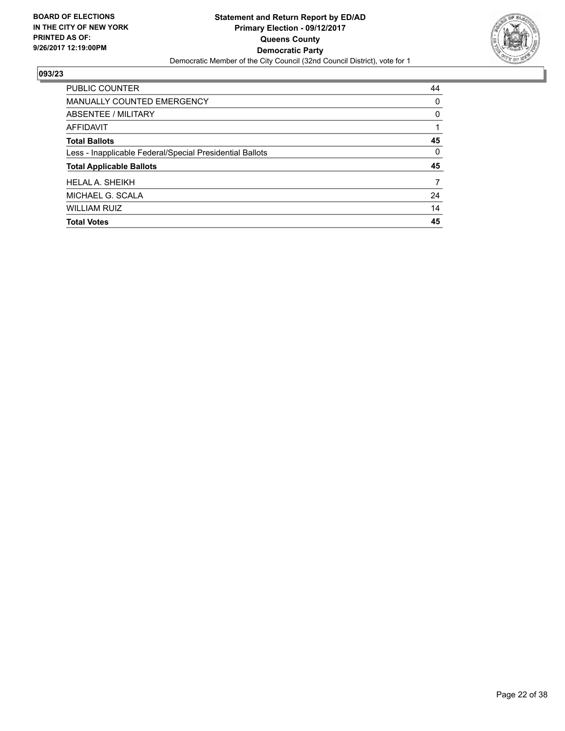**BOARD OF ELECTIONS IN THE CITY OF NEW YORK PRINTED AS OF: 9/26/2017 12:19:00PM**

**Statement and Return Report by ED/AD**
**Primary Election - 09/12/2017**
**Queens County**
**Democratic Party**
Democratic Member of the City Council (32nd Council District), vote for 1

## 093/23

| | |
|---|---|
| PUBLIC COUNTER | 44 |
| MANUALLY COUNTED EMERGENCY | 0 |
| ABSENTEE / MILITARY | 0 |
| AFFIDAVIT | 1 |
| **Total Ballots** | **45** |
| Less - Inapplicable Federal/Special Presidential Ballots | 0 |
| **Total Applicable Ballots** | **45** |
| HELAL A. SHEIKH | 7 |
| MICHAEL G. SCALA | 24 |
| WILLIAM RUIZ | 14 |
| **Total Votes** | **45** |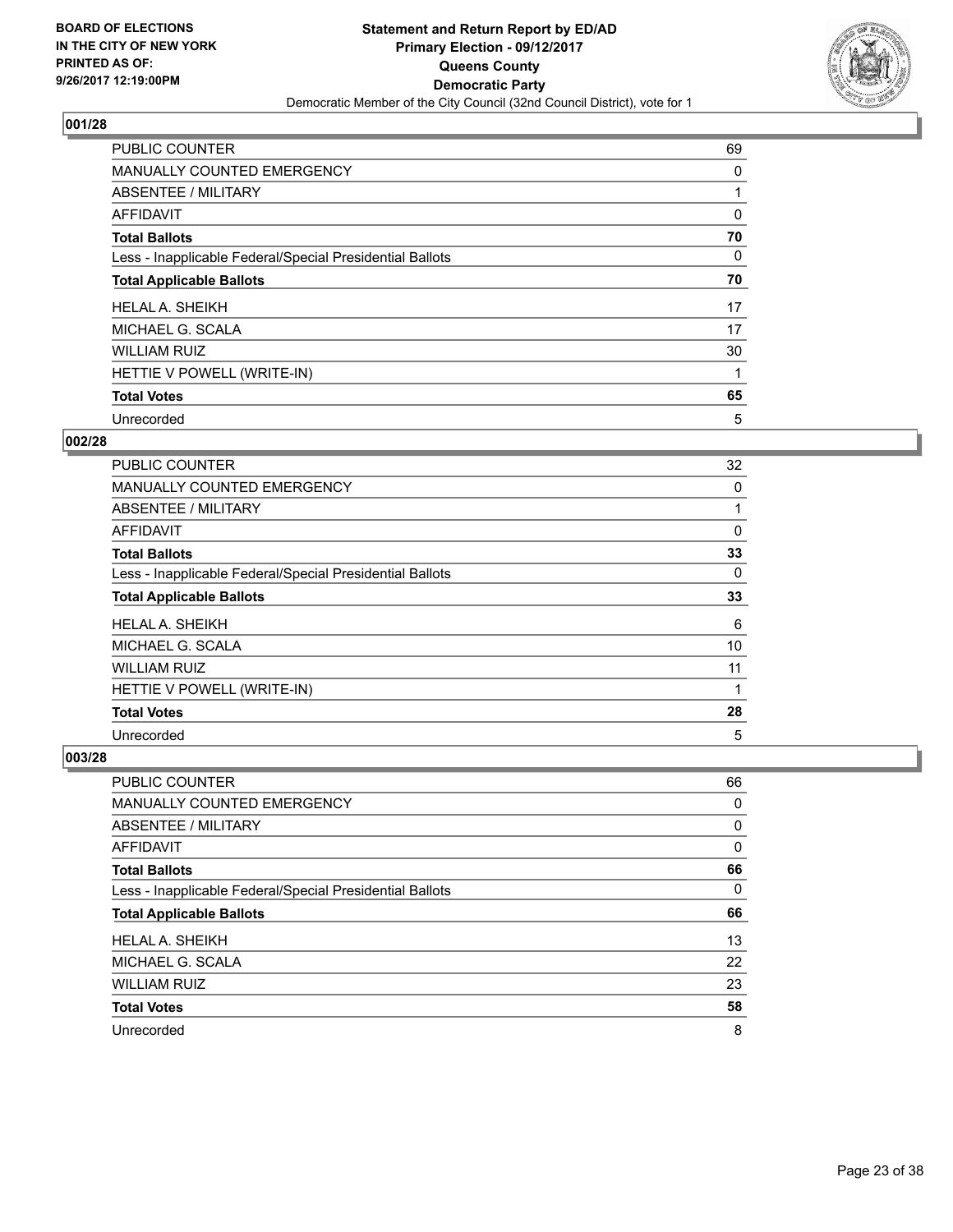BOARD OF ELECTIONS
IN THE CITY OF NEW YORK
PRINTED AS OF:
9/26/2017 12:19:00PM

**Statement and Return Report by ED/AD**
**Primary Election - 09/12/2017**
**Queens County**
**Democratic Party**
Democratic Member of the City Council (32nd Council District), vote for 1

### 001/28

| | |
|---|---|
| PUBLIC COUNTER | 69 |
| MANUALLY COUNTED EMERGENCY | 0 |
| ABSENTEE / MILITARY | 1 |
| AFFIDAVIT | 0 |
| **Total Ballots** | **70** |
| Less - Inapplicable Federal/Special Presidential Ballots | 0 |
| **Total Applicable Ballots** | **70** |
| HELAL A. SHEIKH | 17 |
| MICHAEL G. SCALA | 17 |
| WILLIAM RUIZ | 30 |
| HETTIE V POWELL (WRITE-IN) | 1 |
| **Total Votes** | **65** |
| Unrecorded | 5 |

### 002/28

| | |
|---|---|
| PUBLIC COUNTER | 32 |
| MANUALLY COUNTED EMERGENCY | 0 |
| ABSENTEE / MILITARY | 1 |
| AFFIDAVIT | 0 |
| **Total Ballots** | **33** |
| Less - Inapplicable Federal/Special Presidential Ballots | 0 |
| **Total Applicable Ballots** | **33** |
| HELAL A. SHEIKH | 6 |
| MICHAEL G. SCALA | 10 |
| WILLIAM RUIZ | 11 |
| HETTIE V POWELL (WRITE-IN) | 1 |
| **Total Votes** | **28** |
| Unrecorded | 5 |

### 003/28

| | |
|---|---|
| PUBLIC COUNTER | 66 |
| MANUALLY COUNTED EMERGENCY | 0 |
| ABSENTEE / MILITARY | 0 |
| AFFIDAVIT | 0 |
| **Total Ballots** | **66** |
| Less - Inapplicable Federal/Special Presidential Ballots | 0 |
| **Total Applicable Ballots** | **66** |
| HELAL A. SHEIKH | 13 |
| MICHAEL G. SCALA | 22 |
| WILLIAM RUIZ | 23 |
| **Total Votes** | **58** |
| Unrecorded | 8 |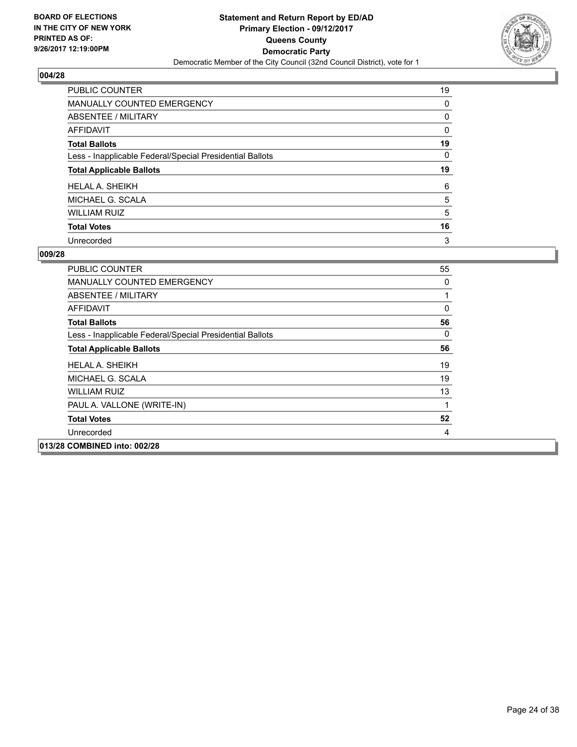**BOARD OF ELECTIONS IN THE CITY OF NEW YORK PRINTED AS OF: 9/26/2017 12:19:00PM**

**Statement and Return Report by ED/AD**
**Primary Election - 09/12/2017**
**Queens County**
**Democratic Party**
Democratic Member of the City Council (32nd Council District), vote for 1

**004/28**

| | |
|---|---|
| PUBLIC COUNTER | 19 |
| MANUALLY COUNTED EMERGENCY | 0 |
| ABSENTEE / MILITARY | 0 |
| AFFIDAVIT | 0 |
| **Total Ballots** | **19** |
| Less - Inapplicable Federal/Special Presidential Ballots | 0 |
| **Total Applicable Ballots** | **19** |
| HELAL A. SHEIKH | 6 |
| MICHAEL G. SCALA | 5 |
| WILLIAM RUIZ | 5 |
| **Total Votes** | **16** |
| Unrecorded | 3 |

**009/28**

| | |
|---|---|
| PUBLIC COUNTER | 55 |
| MANUALLY COUNTED EMERGENCY | 0 |
| ABSENTEE / MILITARY | 1 |
| AFFIDAVIT | 0 |
| **Total Ballots** | **56** |
| Less - Inapplicable Federal/Special Presidential Ballots | 0 |
| **Total Applicable Ballots** | **56** |
| HELAL A. SHEIKH | 19 |
| MICHAEL G. SCALA | 19 |
| WILLIAM RUIZ | 13 |
| PAUL A. VALLONE (WRITE-IN) | 1 |
| **Total Votes** | **52** |
| Unrecorded | 4 |

**013/28 COMBINED into: 002/28**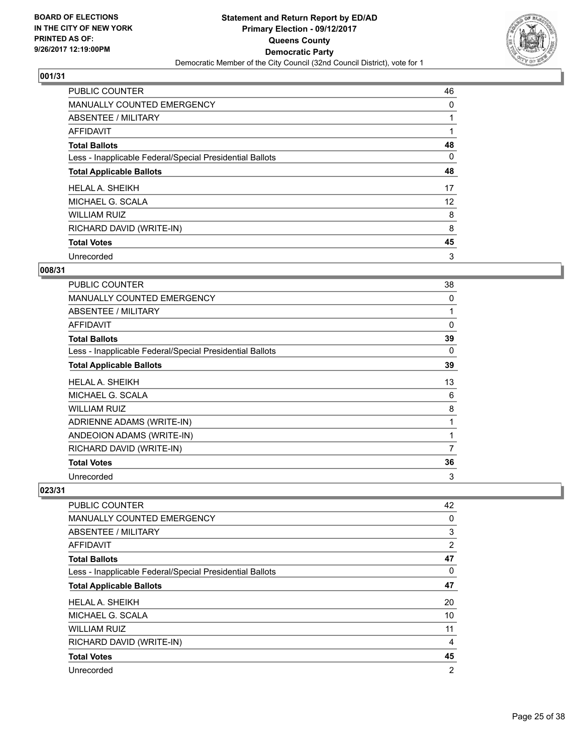BOARD OF ELECTIONS
IN THE CITY OF NEW YORK
PRINTED AS OF:
9/26/2017 12:19:00PM

**Statement and Return Report by ED/AD**
**Primary Election - 09/12/2017**
**Queens County**
**Democratic Party**
Democratic Member of the City Council (32nd Council District), vote for 1

### 001/31

| | |
|---|---|
| PUBLIC COUNTER | 46 |
| MANUALLY COUNTED EMERGENCY | 0 |
| ABSENTEE / MILITARY | 1 |
| AFFIDAVIT | 1 |
| **Total Ballots** | **48** |
| Less - Inapplicable Federal/Special Presidential Ballots | 0 |
| **Total Applicable Ballots** | **48** |
| HELAL A. SHEIKH | 17 |
| MICHAEL G. SCALA | 12 |
| WILLIAM RUIZ | 8 |
| RICHARD DAVID (WRITE-IN) | 8 |
| **Total Votes** | **45** |
| Unrecorded | 3 |

### 008/31

| | |
|---|---|
| PUBLIC COUNTER | 38 |
| MANUALLY COUNTED EMERGENCY | 0 |
| ABSENTEE / MILITARY | 1 |
| AFFIDAVIT | 0 |
| **Total Ballots** | **39** |
| Less - Inapplicable Federal/Special Presidential Ballots | 0 |
| **Total Applicable Ballots** | **39** |
| HELAL A. SHEIKH | 13 |
| MICHAEL G. SCALA | 6 |
| WILLIAM RUIZ | 8 |
| ADRIENNE ADAMS (WRITE-IN) | 1 |
| ANDEOION ADAMS (WRITE-IN) | 1 |
| RICHARD DAVID (WRITE-IN) | 7 |
| **Total Votes** | **36** |
| Unrecorded | 3 |

### 023/31

| | |
|---|---|
| PUBLIC COUNTER | 42 |
| MANUALLY COUNTED EMERGENCY | 0 |
| ABSENTEE / MILITARY | 3 |
| AFFIDAVIT | 2 |
| **Total Ballots** | **47** |
| Less - Inapplicable Federal/Special Presidential Ballots | 0 |
| **Total Applicable Ballots** | **47** |
| HELAL A. SHEIKH | 20 |
| MICHAEL G. SCALA | 10 |
| WILLIAM RUIZ | 11 |
| RICHARD DAVID (WRITE-IN) | 4 |
| **Total Votes** | **45** |
| Unrecorded | 2 |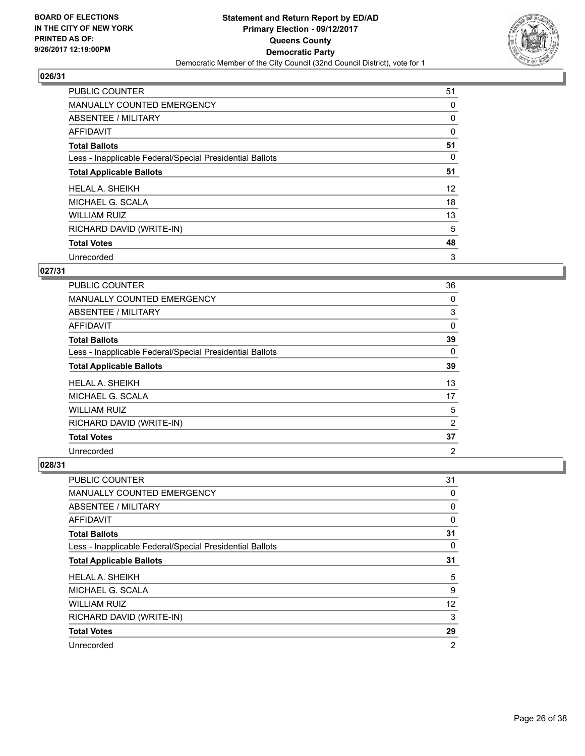BOARD OF ELECTIONS
IN THE CITY OF NEW YORK
PRINTED AS OF:
9/26/2017 12:19:00PM

**Statement and Return Report by ED/AD**
**Primary Election - 09/12/2017**
**Queens County**
**Democratic Party**
Democratic Member of the City Council (32nd Council District), vote for 1

### 026/31

| | |
|---|---|
| PUBLIC COUNTER | 51 |
| MANUALLY COUNTED EMERGENCY | 0 |
| ABSENTEE / MILITARY | 0 |
| AFFIDAVIT | 0 |
| **Total Ballots** | **51** |
| Less - Inapplicable Federal/Special Presidential Ballots | 0 |
| **Total Applicable Ballots** | **51** |
| HELAL A. SHEIKH | 12 |
| MICHAEL G. SCALA | 18 |
| WILLIAM RUIZ | 13 |
| RICHARD DAVID (WRITE-IN) | 5 |
| **Total Votes** | **48** |
| Unrecorded | 3 |

### 027/31

| | |
|---|---|
| PUBLIC COUNTER | 36 |
| MANUALLY COUNTED EMERGENCY | 0 |
| ABSENTEE / MILITARY | 3 |
| AFFIDAVIT | 0 |
| **Total Ballots** | **39** |
| Less - Inapplicable Federal/Special Presidential Ballots | 0 |
| **Total Applicable Ballots** | **39** |
| HELAL A. SHEIKH | 13 |
| MICHAEL G. SCALA | 17 |
| WILLIAM RUIZ | 5 |
| RICHARD DAVID (WRITE-IN) | 2 |
| **Total Votes** | **37** |
| Unrecorded | 2 |

### 028/31

| | |
|---|---|
| PUBLIC COUNTER | 31 |
| MANUALLY COUNTED EMERGENCY | 0 |
| ABSENTEE / MILITARY | 0 |
| AFFIDAVIT | 0 |
| **Total Ballots** | **31** |
| Less - Inapplicable Federal/Special Presidential Ballots | 0 |
| **Total Applicable Ballots** | **31** |
| HELAL A. SHEIKH | 5 |
| MICHAEL G. SCALA | 9 |
| WILLIAM RUIZ | 12 |
| RICHARD DAVID (WRITE-IN) | 3 |
| **Total Votes** | **29** |
| Unrecorded | 2 |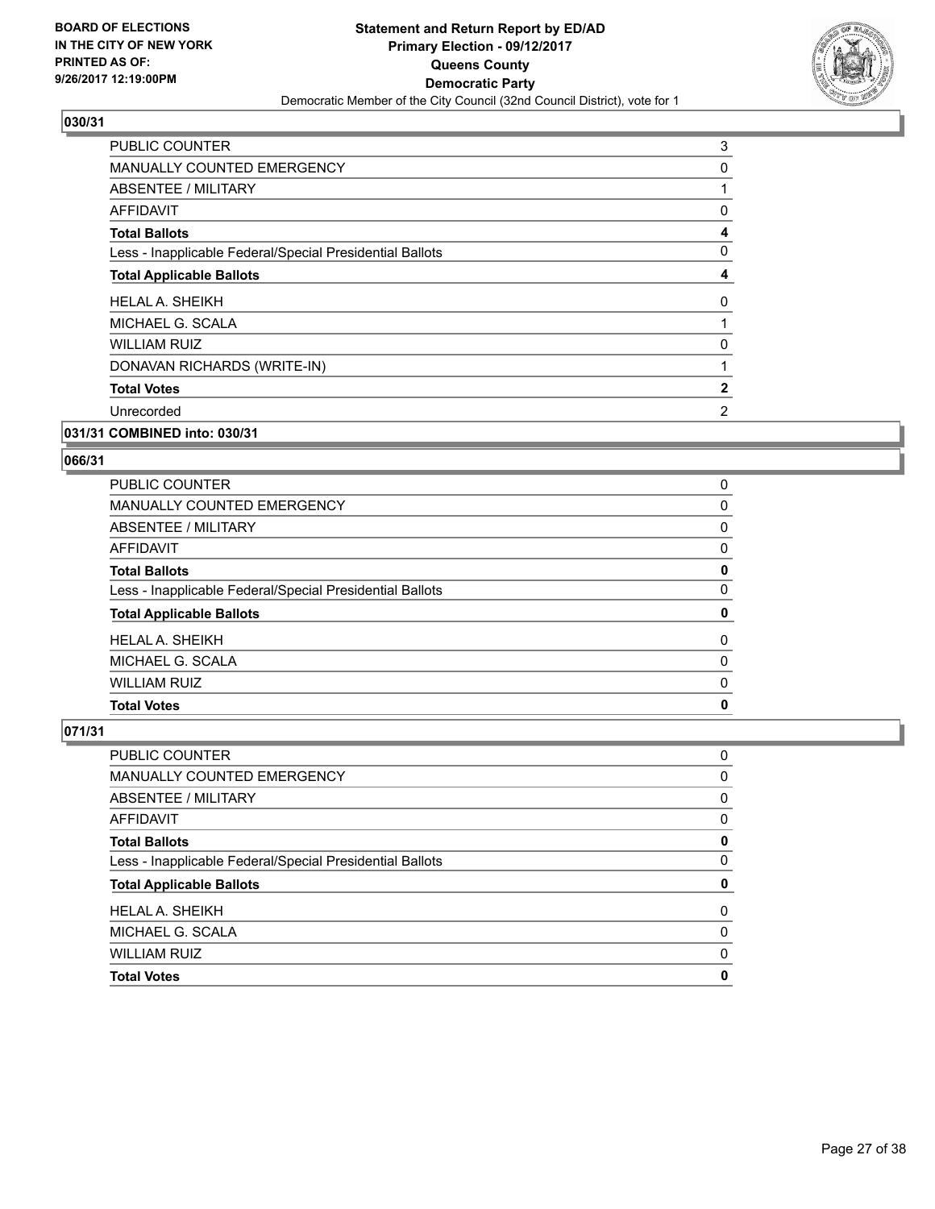**BOARD OF ELECTIONS IN THE CITY OF NEW YORK PRINTED AS OF: 9/26/2017 12:19:00PM**

**Statement and Return Report by ED/AD**
**Primary Election - 09/12/2017**
**Queens County**
**Democratic Party**
Democratic Member of the City Council (32nd Council District), vote for 1

### 030/31

| | |
|---|---|
| PUBLIC COUNTER | 3 |
| MANUALLY COUNTED EMERGENCY | 0 |
| ABSENTEE / MILITARY | 1 |
| AFFIDAVIT | 0 |
| **Total Ballots** | **4** |
| Less - Inapplicable Federal/Special Presidential Ballots | 0 |
| **Total Applicable Ballots** | **4** |
| HELAL A. SHEIKH | 0 |
| MICHAEL G. SCALA | 1 |
| WILLIAM RUIZ | 0 |
| DONAVAN RICHARDS (WRITE-IN) | 1 |
| **Total Votes** | **2** |
| Unrecorded | 2 |

### 031/31 COMBINED into: 030/31

### 066/31

| | |
|---|---|
| PUBLIC COUNTER | 0 |
| MANUALLY COUNTED EMERGENCY | 0 |
| ABSENTEE / MILITARY | 0 |
| AFFIDAVIT | 0 |
| **Total Ballots** | **0** |
| Less - Inapplicable Federal/Special Presidential Ballots | 0 |
| **Total Applicable Ballots** | **0** |
| HELAL A. SHEIKH | 0 |
| MICHAEL G. SCALA | 0 |
| WILLIAM RUIZ | 0 |
| **Total Votes** | **0** |

### 071/31

| | |
|---|---|
| PUBLIC COUNTER | 0 |
| MANUALLY COUNTED EMERGENCY | 0 |
| ABSENTEE / MILITARY | 0 |
| AFFIDAVIT | 0 |
| **Total Ballots** | **0** |
| Less - Inapplicable Federal/Special Presidential Ballots | 0 |
| **Total Applicable Ballots** | **0** |
| HELAL A. SHEIKH | 0 |
| MICHAEL G. SCALA | 0 |
| WILLIAM RUIZ | 0 |
| **Total Votes** | **0** |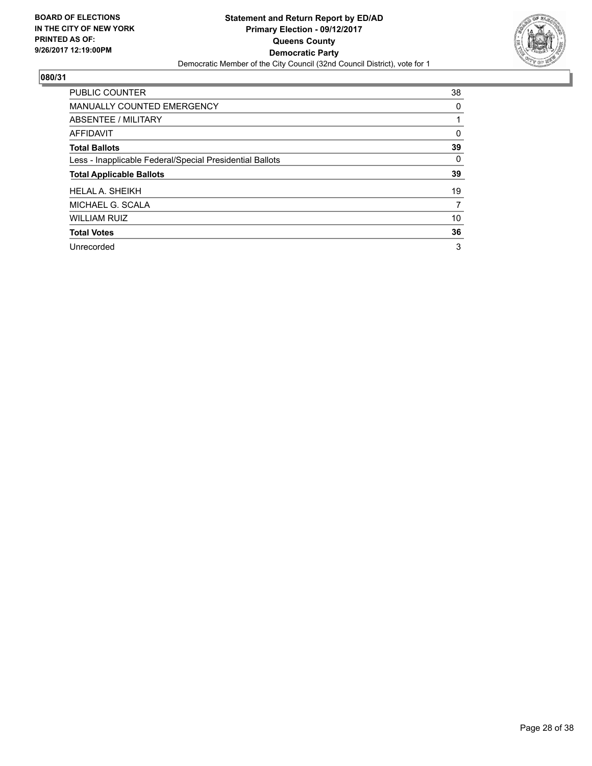**BOARD OF ELECTIONS IN THE CITY OF NEW YORK PRINTED AS OF: 9/26/2017 12:19:00PM**

**Statement and Return Report by ED/AD**
**Primary Election - 09/12/2017**
**Queens County**
**Democratic Party**
Democratic Member of the City Council (32nd Council District), vote for 1

## 080/31

| | |
|---|---|
| PUBLIC COUNTER | 38 |
| MANUALLY COUNTED EMERGENCY | 0 |
| ABSENTEE / MILITARY | 1 |
| AFFIDAVIT | 0 |
| **Total Ballots** | **39** |
| Less - Inapplicable Federal/Special Presidential Ballots | 0 |
| **Total Applicable Ballots** | **39** |
| HELAL A. SHEIKH | 19 |
| MICHAEL G. SCALA | 7 |
| WILLIAM RUIZ | 10 |
| **Total Votes** | **36** |
| Unrecorded | 3 |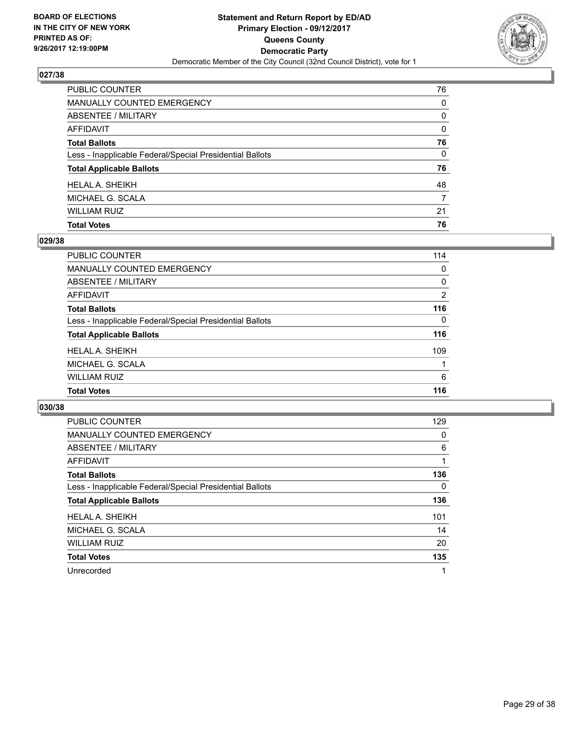BOARD OF ELECTIONS
IN THE CITY OF NEW YORK
PRINTED AS OF:
9/26/2017 12:19:00PM

**Statement and Return Report by ED/AD**
**Primary Election - 09/12/2017**
**Queens County**
**Democratic Party**
Democratic Member of the City Council (32nd Council District), vote for 1

### 027/38

| | |
|---|---|
| PUBLIC COUNTER | 76 |
| MANUALLY COUNTED EMERGENCY | 0 |
| ABSENTEE / MILITARY | 0 |
| AFFIDAVIT | 0 |
| **Total Ballots** | **76** |
| Less - Inapplicable Federal/Special Presidential Ballots | 0 |
| **Total Applicable Ballots** | **76** |
| HELAL A. SHEIKH | 48 |
| MICHAEL G. SCALA | 7 |
| WILLIAM RUIZ | 21 |
| **Total Votes** | **76** |

### 029/38

| | |
|---|---|
| PUBLIC COUNTER | 114 |
| MANUALLY COUNTED EMERGENCY | 0 |
| ABSENTEE / MILITARY | 0 |
| AFFIDAVIT | 2 |
| **Total Ballots** | **116** |
| Less - Inapplicable Federal/Special Presidential Ballots | 0 |
| **Total Applicable Ballots** | **116** |
| HELAL A. SHEIKH | 109 |
| MICHAEL G. SCALA | 1 |
| WILLIAM RUIZ | 6 |
| **Total Votes** | **116** |

### 030/38

| | |
|---|---|
| PUBLIC COUNTER | 129 |
| MANUALLY COUNTED EMERGENCY | 0 |
| ABSENTEE / MILITARY | 6 |
| AFFIDAVIT | 1 |
| **Total Ballots** | **136** |
| Less - Inapplicable Federal/Special Presidential Ballots | 0 |
| **Total Applicable Ballots** | **136** |
| HELAL A. SHEIKH | 101 |
| MICHAEL G. SCALA | 14 |
| WILLIAM RUIZ | 20 |
| **Total Votes** | **135** |
| Unrecorded | 1 |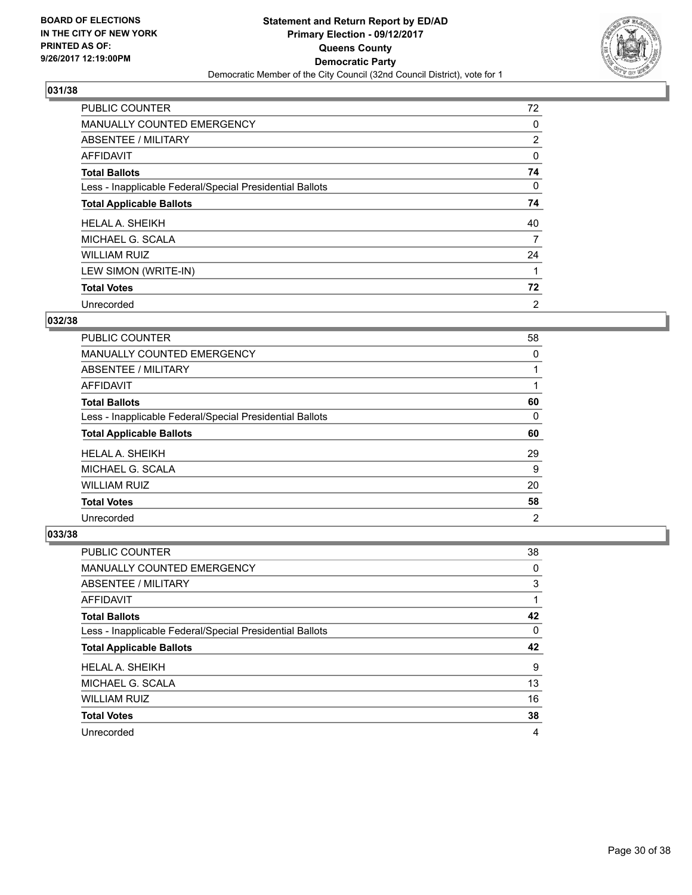**BOARD OF ELECTIONS IN THE CITY OF NEW YORK PRINTED AS OF: 9/26/2017 12:19:00PM**

**Statement and Return Report by ED/AD Primary Election - 09/12/2017 Queens County Democratic Party**

Democratic Member of the City Council (32nd Council District), vote for 1

## 031/38

| | |
|---|---|
| PUBLIC COUNTER | 72 |
| MANUALLY COUNTED EMERGENCY | 0 |
| ABSENTEE / MILITARY | 2 |
| AFFIDAVIT | 0 |
| **Total Ballots** | **74** |
| Less - Inapplicable Federal/Special Presidential Ballots | 0 |
| **Total Applicable Ballots** | **74** |
| HELAL A. SHEIKH | 40 |
| MICHAEL G. SCALA | 7 |
| WILLIAM RUIZ | 24 |
| LEW SIMON (WRITE-IN) | 1 |
| **Total Votes** | **72** |
| Unrecorded | 2 |

## 032/38

| | |
|---|---|
| PUBLIC COUNTER | 58 |
| MANUALLY COUNTED EMERGENCY | 0 |
| ABSENTEE / MILITARY | 1 |
| AFFIDAVIT | 1 |
| **Total Ballots** | **60** |
| Less - Inapplicable Federal/Special Presidential Ballots | 0 |
| **Total Applicable Ballots** | **60** |
| HELAL A. SHEIKH | 29 |
| MICHAEL G. SCALA | 9 |
| WILLIAM RUIZ | 20 |
| **Total Votes** | **58** |
| Unrecorded | 2 |

## 033/38

| | |
|---|---|
| PUBLIC COUNTER | 38 |
| MANUALLY COUNTED EMERGENCY | 0 |
| ABSENTEE / MILITARY | 3 |
| AFFIDAVIT | 1 |
| **Total Ballots** | **42** |
| Less - Inapplicable Federal/Special Presidential Ballots | 0 |
| **Total Applicable Ballots** | **42** |
| HELAL A. SHEIKH | 9 |
| MICHAEL G. SCALA | 13 |
| WILLIAM RUIZ | 16 |
| **Total Votes** | **38** |
| Unrecorded | 4 |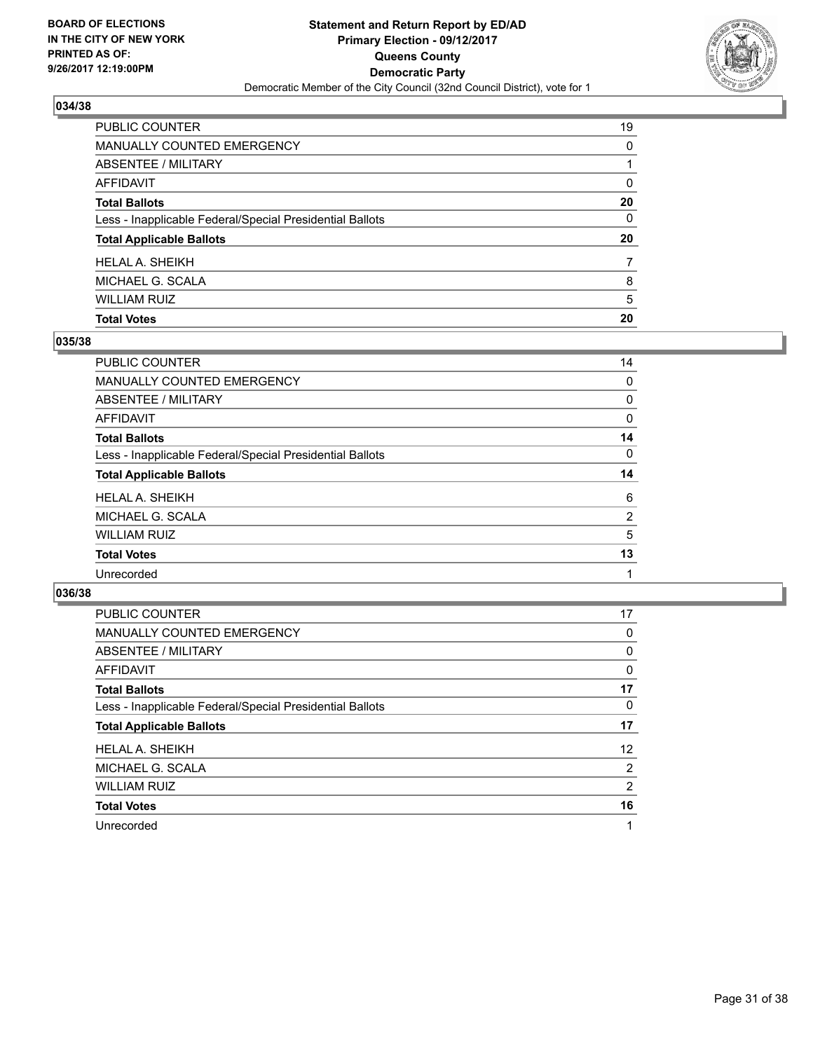BOARD OF ELECTIONS
IN THE CITY OF NEW YORK
PRINTED AS OF:
9/26/2017 12:19:00PM

**Statement and Return Report by ED/AD**
**Primary Election - 09/12/2017**
**Queens County**
**Democratic Party**
Democratic Member of the City Council (32nd Council District), vote for 1

## 034/38

| | |
|---|---|
| PUBLIC COUNTER | 19 |
| MANUALLY COUNTED EMERGENCY | 0 |
| ABSENTEE / MILITARY | 1 |
| AFFIDAVIT | 0 |
| **Total Ballots** | **20** |
| Less - Inapplicable Federal/Special Presidential Ballots | 0 |
| **Total Applicable Ballots** | **20** |
| HELAL A. SHEIKH | 7 |
| MICHAEL G. SCALA | 8 |
| WILLIAM RUIZ | 5 |
| **Total Votes** | **20** |

## 035/38

| | |
|---|---|
| PUBLIC COUNTER | 14 |
| MANUALLY COUNTED EMERGENCY | 0 |
| ABSENTEE / MILITARY | 0 |
| AFFIDAVIT | 0 |
| **Total Ballots** | **14** |
| Less - Inapplicable Federal/Special Presidential Ballots | 0 |
| **Total Applicable Ballots** | **14** |
| HELAL A. SHEIKH | 6 |
| MICHAEL G. SCALA | 2 |
| WILLIAM RUIZ | 5 |
| **Total Votes** | **13** |
| Unrecorded | 1 |

## 036/38

| | |
|---|---|
| PUBLIC COUNTER | 17 |
| MANUALLY COUNTED EMERGENCY | 0 |
| ABSENTEE / MILITARY | 0 |
| AFFIDAVIT | 0 |
| **Total Ballots** | **17** |
| Less - Inapplicable Federal/Special Presidential Ballots | 0 |
| **Total Applicable Ballots** | **17** |
| HELAL A. SHEIKH | 12 |
| MICHAEL G. SCALA | 2 |
| WILLIAM RUIZ | 2 |
| **Total Votes** | **16** |
| Unrecorded | 1 |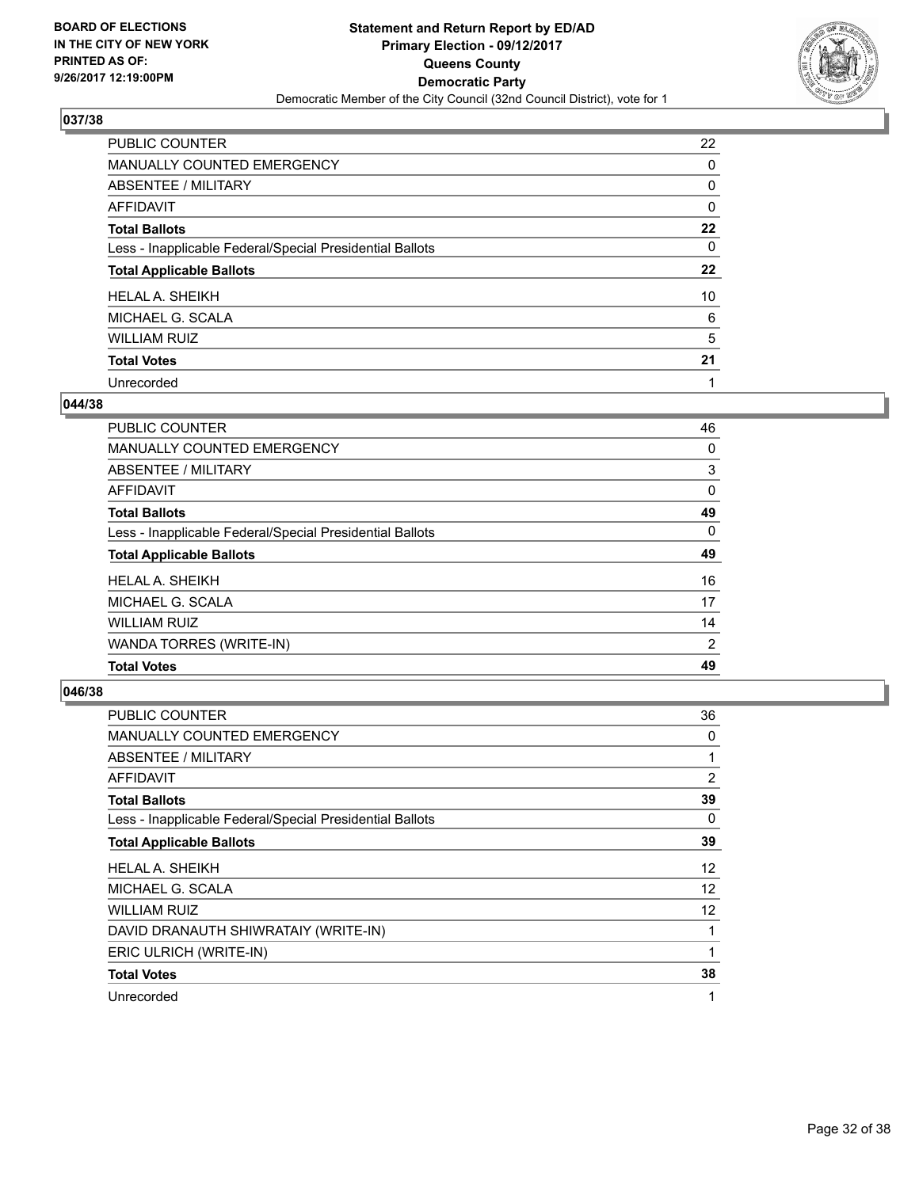### 037/38

| | |
|---|---|
| PUBLIC COUNTER | 22 |
| MANUALLY COUNTED EMERGENCY | 0 |
| ABSENTEE / MILITARY | 0 |
| AFFIDAVIT | 0 |
| **Total Ballots** | **22** |
| Less - Inapplicable Federal/Special Presidential Ballots | 0 |
| **Total Applicable Ballots** | **22** |
| HELAL A. SHEIKH | 10 |
| MICHAEL G. SCALA | 6 |
| WILLIAM RUIZ | 5 |
| **Total Votes** | **21** |
| Unrecorded | 1 |

### 044/38

| | |
|---|---|
| PUBLIC COUNTER | 46 |
| MANUALLY COUNTED EMERGENCY | 0 |
| ABSENTEE / MILITARY | 3 |
| AFFIDAVIT | 0 |
| **Total Ballots** | **49** |
| Less - Inapplicable Federal/Special Presidential Ballots | 0 |
| **Total Applicable Ballots** | **49** |
| HELAL A. SHEIKH | 16 |
| MICHAEL G. SCALA | 17 |
| WILLIAM RUIZ | 14 |
| WANDA TORRES (WRITE-IN) | 2 |
| **Total Votes** | **49** |

### 046/38

| | |
|---|---|
| PUBLIC COUNTER | 36 |
| MANUALLY COUNTED EMERGENCY | 0 |
| ABSENTEE / MILITARY | 1 |
| AFFIDAVIT | 2 |
| **Total Ballots** | **39** |
| Less - Inapplicable Federal/Special Presidential Ballots | 0 |
| **Total Applicable Ballots** | **39** |
| HELAL A. SHEIKH | 12 |
| MICHAEL G. SCALA | 12 |
| WILLIAM RUIZ | 12 |
| DAVID DRANAUTH SHIWRATAIY (WRITE-IN) | 1 |
| ERIC ULRICH (WRITE-IN) | 1 |
| **Total Votes** | **38** |
| Unrecorded | 1 |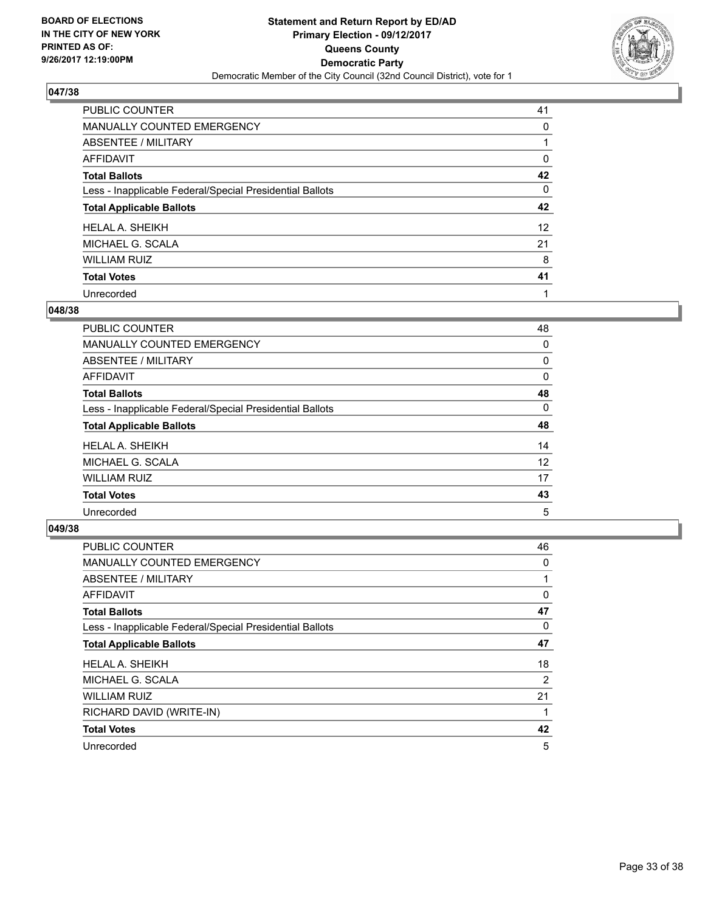**BOARD OF ELECTIONS IN THE CITY OF NEW YORK PRINTED AS OF: 9/26/2017 12:19:00PM**

**Statement and Return Report by ED/AD Primary Election - 09/12/2017 Queens County Democratic Party**

Democratic Member of the City Council (32nd Council District), vote for 1

### 047/38

| | |
|---|---|
| PUBLIC COUNTER | 41 |
| MANUALLY COUNTED EMERGENCY | 0 |
| ABSENTEE / MILITARY | 1 |
| AFFIDAVIT | 0 |
| **Total Ballots** | **42** |
| Less - Inapplicable Federal/Special Presidential Ballots | 0 |
| **Total Applicable Ballots** | **42** |
| HELAL A. SHEIKH | 12 |
| MICHAEL G. SCALA | 21 |
| WILLIAM RUIZ | 8 |
| **Total Votes** | **41** |
| Unrecorded | 1 |

### 048/38

| | |
|---|---|
| PUBLIC COUNTER | 48 |
| MANUALLY COUNTED EMERGENCY | 0 |
| ABSENTEE / MILITARY | 0 |
| AFFIDAVIT | 0 |
| **Total Ballots** | **48** |
| Less - Inapplicable Federal/Special Presidential Ballots | 0 |
| **Total Applicable Ballots** | **48** |
| HELAL A. SHEIKH | 14 |
| MICHAEL G. SCALA | 12 |
| WILLIAM RUIZ | 17 |
| **Total Votes** | **43** |
| Unrecorded | 5 |

### 049/38

| | |
|---|---|
| PUBLIC COUNTER | 46 |
| MANUALLY COUNTED EMERGENCY | 0 |
| ABSENTEE / MILITARY | 1 |
| AFFIDAVIT | 0 |
| **Total Ballots** | **47** |
| Less - Inapplicable Federal/Special Presidential Ballots | 0 |
| **Total Applicable Ballots** | **47** |
| HELAL A. SHEIKH | 18 |
| MICHAEL G. SCALA | 2 |
| WILLIAM RUIZ | 21 |
| RICHARD DAVID (WRITE-IN) | 1 |
| **Total Votes** | **42** |
| Unrecorded | 5 |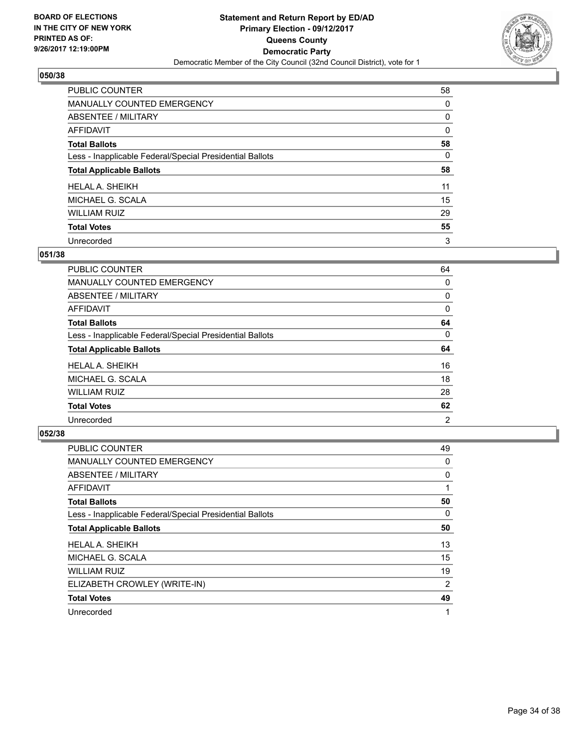**BOARD OF ELECTIONS IN THE CITY OF NEW YORK PRINTED AS OF: 9/26/2017 12:19:00PM**

**Statement and Return Report by ED/AD Primary Election - 09/12/2017 Queens County Democratic Party**

Democratic Member of the City Council (32nd Council District), vote for 1

## 050/38

| | |
|---|---|
| PUBLIC COUNTER | 58 |
| MANUALLY COUNTED EMERGENCY | 0 |
| ABSENTEE / MILITARY | 0 |
| AFFIDAVIT | 0 |
| **Total Ballots** | **58** |
| Less - Inapplicable Federal/Special Presidential Ballots | 0 |
| **Total Applicable Ballots** | **58** |
| HELAL A. SHEIKH | 11 |
| MICHAEL G. SCALA | 15 |
| WILLIAM RUIZ | 29 |
| **Total Votes** | **55** |
| Unrecorded | 3 |

## 051/38

| | |
|---|---|
| PUBLIC COUNTER | 64 |
| MANUALLY COUNTED EMERGENCY | 0 |
| ABSENTEE / MILITARY | 0 |
| AFFIDAVIT | 0 |
| **Total Ballots** | **64** |
| Less - Inapplicable Federal/Special Presidential Ballots | 0 |
| **Total Applicable Ballots** | **64** |
| HELAL A. SHEIKH | 16 |
| MICHAEL G. SCALA | 18 |
| WILLIAM RUIZ | 28 |
| **Total Votes** | **62** |
| Unrecorded | 2 |

## 052/38

| | |
|---|---|
| PUBLIC COUNTER | 49 |
| MANUALLY COUNTED EMERGENCY | 0 |
| ABSENTEE / MILITARY | 0 |
| AFFIDAVIT | 1 |
| **Total Ballots** | **50** |
| Less - Inapplicable Federal/Special Presidential Ballots | 0 |
| **Total Applicable Ballots** | **50** |
| HELAL A. SHEIKH | 13 |
| MICHAEL G. SCALA | 15 |
| WILLIAM RUIZ | 19 |
| ELIZABETH CROWLEY (WRITE-IN) | 2 |
| **Total Votes** | **49** |
| Unrecorded | 1 |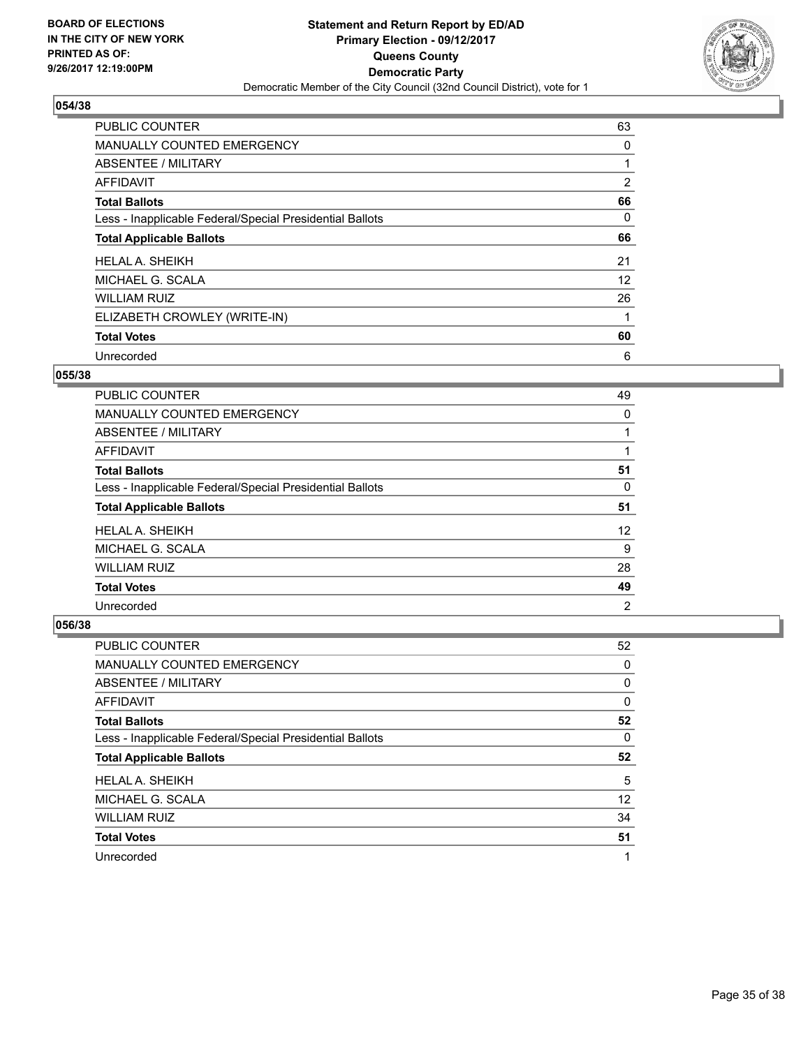BOARD OF ELECTIONS
IN THE CITY OF NEW YORK
PRINTED AS OF:
9/26/2017 12:19:00PM

**Statement and Return Report by ED/AD**
**Primary Election - 09/12/2017**
**Queens County**
**Democratic Party**
Democratic Member of the City Council (32nd Council District), vote for 1

### 054/38

| | |
|---|---|
| PUBLIC COUNTER | 63 |
| MANUALLY COUNTED EMERGENCY | 0 |
| ABSENTEE / MILITARY | 1 |
| AFFIDAVIT | 2 |
| **Total Ballots** | **66** |
| Less - Inapplicable Federal/Special Presidential Ballots | 0 |
| **Total Applicable Ballots** | **66** |
| HELAL A. SHEIKH | 21 |
| MICHAEL G. SCALA | 12 |
| WILLIAM RUIZ | 26 |
| ELIZABETH CROWLEY (WRITE-IN) | 1 |
| **Total Votes** | **60** |
| Unrecorded | 6 |

### 055/38

| | |
|---|---|
| PUBLIC COUNTER | 49 |
| MANUALLY COUNTED EMERGENCY | 0 |
| ABSENTEE / MILITARY | 1 |
| AFFIDAVIT | 1 |
| **Total Ballots** | **51** |
| Less - Inapplicable Federal/Special Presidential Ballots | 0 |
| **Total Applicable Ballots** | **51** |
| HELAL A. SHEIKH | 12 |
| MICHAEL G. SCALA | 9 |
| WILLIAM RUIZ | 28 |
| **Total Votes** | **49** |
| Unrecorded | 2 |

### 056/38

| | |
|---|---|
| PUBLIC COUNTER | 52 |
| MANUALLY COUNTED EMERGENCY | 0 |
| ABSENTEE / MILITARY | 0 |
| AFFIDAVIT | 0 |
| **Total Ballots** | **52** |
| Less - Inapplicable Federal/Special Presidential Ballots | 0 |
| **Total Applicable Ballots** | **52** |
| HELAL A. SHEIKH | 5 |
| MICHAEL G. SCALA | 12 |
| WILLIAM RUIZ | 34 |
| **Total Votes** | **51** |
| Unrecorded | 1 |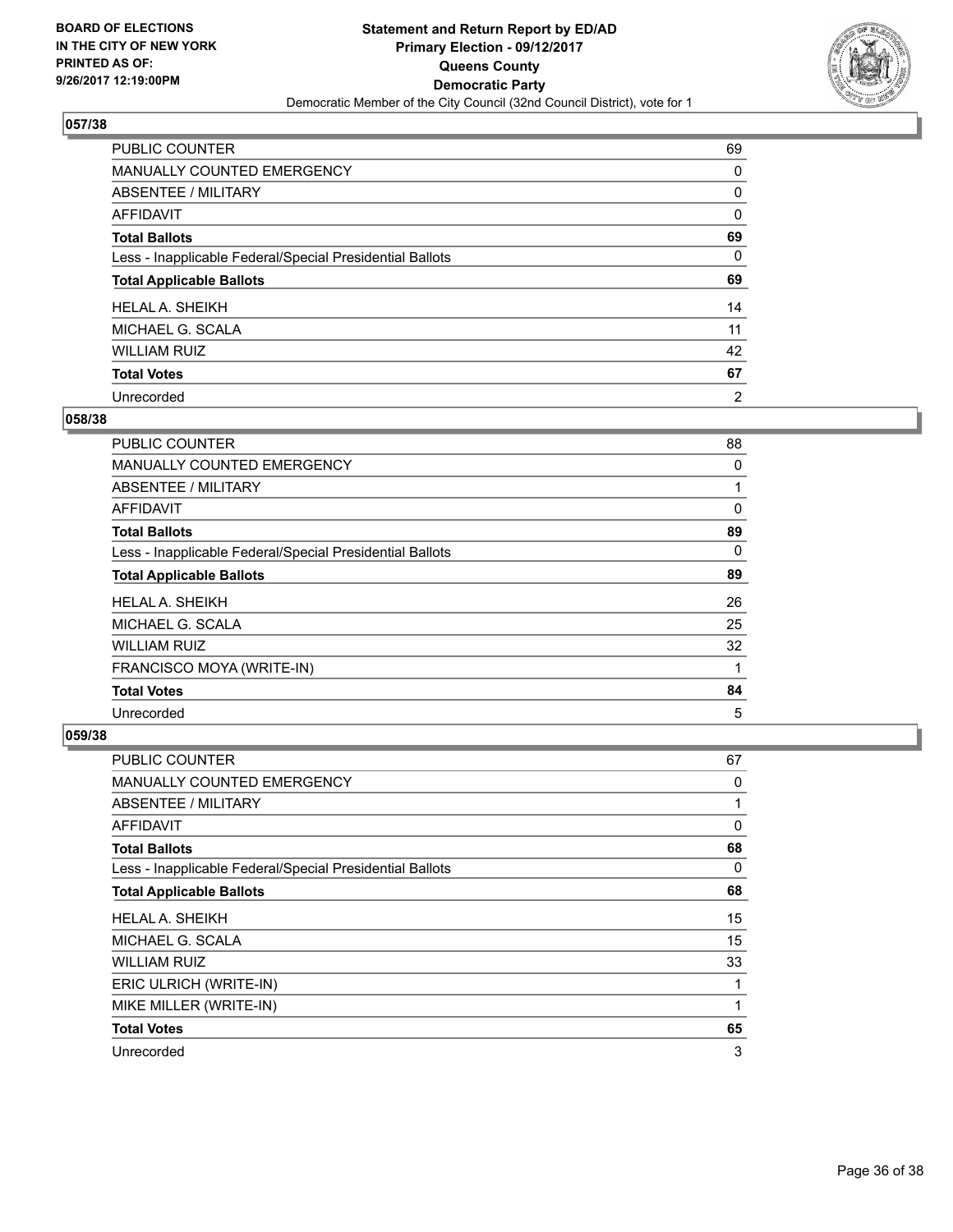**BOARD OF ELECTIONS IN THE CITY OF NEW YORK PRINTED AS OF: 9/26/2017 12:19:00PM**

**Statement and Return Report by ED/AD Primary Election - 09/12/2017 Queens County Democratic Party**

Democratic Member of the City Council (32nd Council District), vote for 1

### 057/38

| | |
|---|---|
| PUBLIC COUNTER | 69 |
| MANUALLY COUNTED EMERGENCY | 0 |
| ABSENTEE / MILITARY | 0 |
| AFFIDAVIT | 0 |
| **Total Ballots** | **69** |
| Less - Inapplicable Federal/Special Presidential Ballots | 0 |
| **Total Applicable Ballots** | **69** |
| HELAL A. SHEIKH | 14 |
| MICHAEL G. SCALA | 11 |
| WILLIAM RUIZ | 42 |
| **Total Votes** | **67** |
| Unrecorded | 2 |

### 058/38

| | |
|---|---|
| PUBLIC COUNTER | 88 |
| MANUALLY COUNTED EMERGENCY | 0 |
| ABSENTEE / MILITARY | 1 |
| AFFIDAVIT | 0 |
| **Total Ballots** | **89** |
| Less - Inapplicable Federal/Special Presidential Ballots | 0 |
| **Total Applicable Ballots** | **89** |
| HELAL A. SHEIKH | 26 |
| MICHAEL G. SCALA | 25 |
| WILLIAM RUIZ | 32 |
| FRANCISCO MOYA (WRITE-IN) | 1 |
| **Total Votes** | **84** |
| Unrecorded | 5 |

### 059/38

| | |
|---|---|
| PUBLIC COUNTER | 67 |
| MANUALLY COUNTED EMERGENCY | 0 |
| ABSENTEE / MILITARY | 1 |
| AFFIDAVIT | 0 |
| **Total Ballots** | **68** |
| Less - Inapplicable Federal/Special Presidential Ballots | 0 |
| **Total Applicable Ballots** | **68** |
| HELAL A. SHEIKH | 15 |
| MICHAEL G. SCALA | 15 |
| WILLIAM RUIZ | 33 |
| ERIC ULRICH (WRITE-IN) | 1 |
| MIKE MILLER (WRITE-IN) | 1 |
| **Total Votes** | **65** |
| Unrecorded | 3 |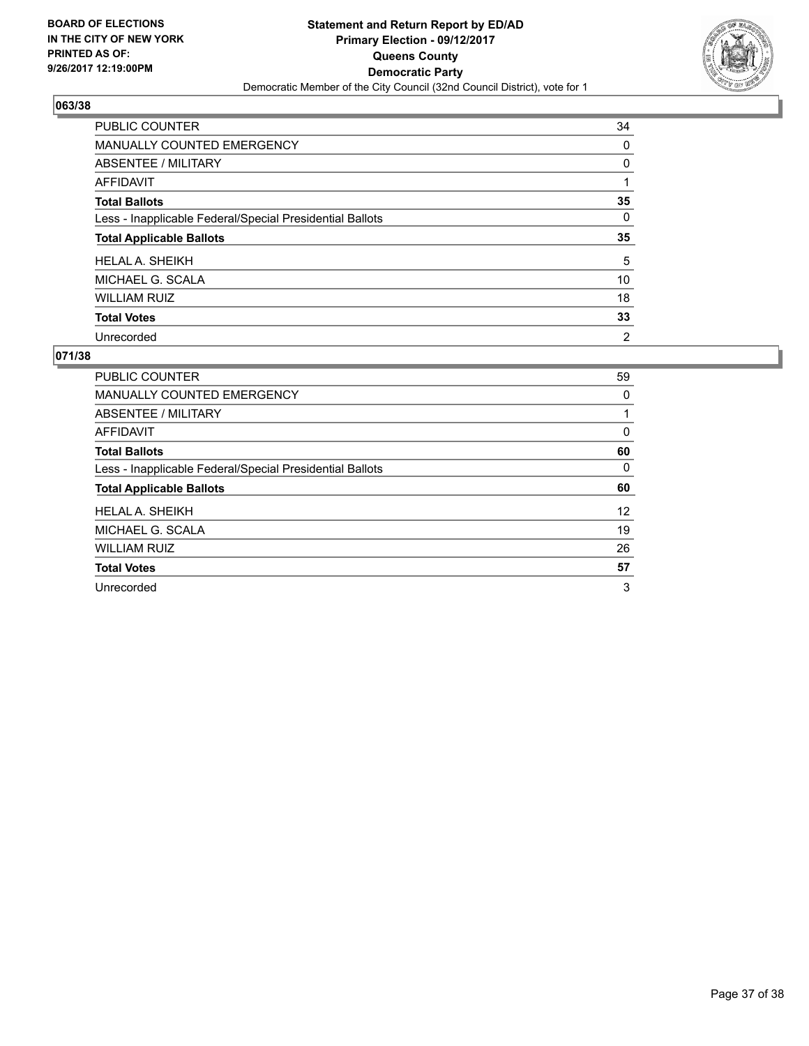## 063/38

| | |
|---|---|
| PUBLIC COUNTER | 34 |
| MANUALLY COUNTED EMERGENCY | 0 |
| ABSENTEE / MILITARY | 0 |
| AFFIDAVIT | 1 |
| **Total Ballots** | **35** |
| Less - Inapplicable Federal/Special Presidential Ballots | 0 |
| **Total Applicable Ballots** | **35** |
| HELAL A. SHEIKH | 5 |
| MICHAEL G. SCALA | 10 |
| WILLIAM RUIZ | 18 |
| **Total Votes** | **33** |
| Unrecorded | 2 |

## 071/38

| | |
|---|---|
| PUBLIC COUNTER | 59 |
| MANUALLY COUNTED EMERGENCY | 0 |
| ABSENTEE / MILITARY | 1 |
| AFFIDAVIT | 0 |
| **Total Ballots** | **60** |
| Less - Inapplicable Federal/Special Presidential Ballots | 0 |
| **Total Applicable Ballots** | **60** |
| HELAL A. SHEIKH | 12 |
| MICHAEL G. SCALA | 19 |
| WILLIAM RUIZ | 26 |
| **Total Votes** | **57** |
| Unrecorded | 3 |